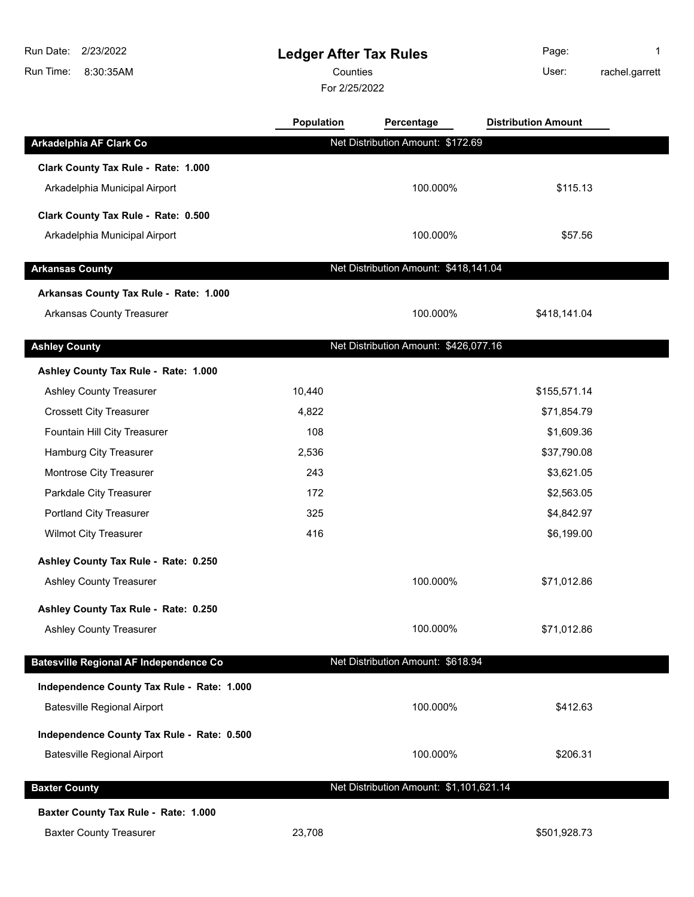# Ledger After Tax Rules

Counties

For 2/25/2022

Run Date: 2/23/2022
Run Time: 8:30:35AM
User: rachel.garrett

| | Population | Percentage | Distribution Amount |
|---|---|---|---|
| **Arkadelphia AF Clark Co** | Net Distribution Amount: $172.69 | | |
| **Clark County Tax Rule - Rate: 1.000** | | | |
| Arkadelphia Municipal Airport | | 100.000% | $115.13 |
| **Clark County Tax Rule - Rate: 0.500** | | | |
| Arkadelphia Municipal Airport | | 100.000% | $57.56 |
| **Arkansas County** | Net Distribution Amount: $418,141.04 | | |
| **Arkansas County Tax Rule - Rate: 1.000** | | | |
| Arkansas County Treasurer | | 100.000% | $418,141.04 |
| **Ashley County** | Net Distribution Amount: $426,077.16 | | |
| **Ashley County Tax Rule - Rate: 1.000** | | | |
| Ashley County Treasurer | 10,440 | | $155,571.14 |
| Crossett City Treasurer | 4,822 | | $71,854.79 |
| Fountain Hill City Treasurer | 108 | | $1,609.36 |
| Hamburg City Treasurer | 2,536 | | $37,790.08 |
| Montrose City Treasurer | 243 | | $3,621.05 |
| Parkdale City Treasurer | 172 | | $2,563.05 |
| Portland City Treasurer | 325 | | $4,842.97 |
| Wilmot City Treasurer | 416 | | $6,199.00 |
| **Ashley County Tax Rule - Rate: 0.250** | | | |
| Ashley County Treasurer | | 100.000% | $71,012.86 |
| **Ashley County Tax Rule - Rate: 0.250** | | | |
| Ashley County Treasurer | | 100.000% | $71,012.86 |
| **Batesville Regional AF Independence Co** | Net Distribution Amount: $618.94 | | |
| **Independence County Tax Rule - Rate: 1.000** | | | |
| Batesville Regional Airport | | 100.000% | $412.63 |
| **Independence County Tax Rule - Rate: 0.500** | | | |
| Batesville Regional Airport | | 100.000% | $206.31 |
| **Baxter County** | Net Distribution Amount: $1,101,621.14 | | |
| **Baxter County Tax Rule - Rate: 1.000** | | | |
| Baxter County Treasurer | 23,708 | | $501,928.73 |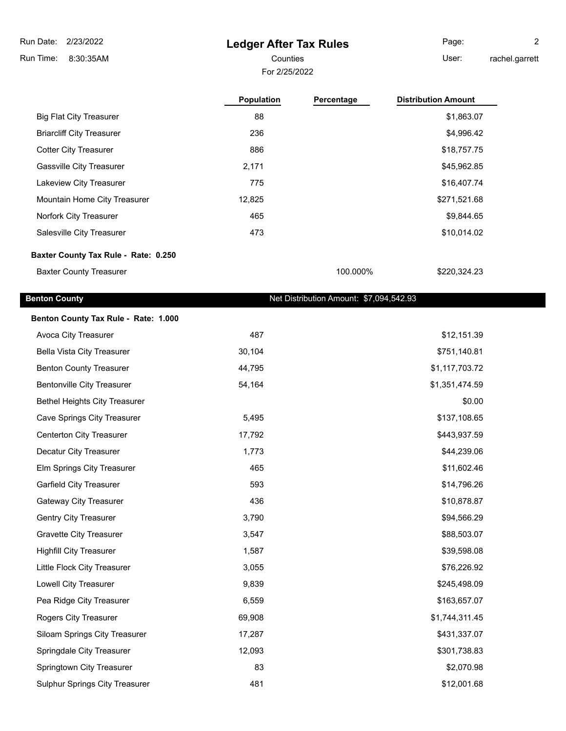# Ledger After Tax Rules

Counties

For 2/25/2022

Run Date: 2/23/2022
Run Time: 8:30:35AM
User: rachel.garrett

| | Population | Percentage | Distribution Amount |
|---|---|---|---|
| Big Flat City Treasurer | 88 | | $1,863.07 |
| Briarcliff City Treasurer | 236 | | $4,996.42 |
| Cotter City Treasurer | 886 | | $18,757.75 |
| Gassville City Treasurer | 2,171 | | $45,962.85 |
| Lakeview City Treasurer | 775 | | $16,407.74 |
| Mountain Home City Treasurer | 12,825 | | $271,521.68 |
| Norfork City Treasurer | 465 | | $9,844.65 |
| Salesville City Treasurer | 473 | | $10,014.02 |
| **Baxter County Tax Rule - Rate: 0.250** | | | |
| Baxter County Treasurer | | 100.000% | $220,324.23 |

## Benton County

Net Distribution Amount: $7,094,542.93

| | Population | Percentage | Distribution Amount |
|---|---|---|---|
| **Benton County Tax Rule - Rate: 1.000** | | | |
| Avoca City Treasurer | 487 | | $12,151.39 |
| Bella Vista City Treasurer | 30,104 | | $751,140.81 |
| Benton County Treasurer | 44,795 | | $1,117,703.72 |
| Bentonville City Treasurer | 54,164 | | $1,351,474.59 |
| Bethel Heights City Treasurer | | | $0.00 |
| Cave Springs City Treasurer | 5,495 | | $137,108.65 |
| Centerton City Treasurer | 17,792 | | $443,937.59 |
| Decatur City Treasurer | 1,773 | | $44,239.06 |
| Elm Springs City Treasurer | 465 | | $11,602.46 |
| Garfield City Treasurer | 593 | | $14,796.26 |
| Gateway City Treasurer | 436 | | $10,878.87 |
| Gentry City Treasurer | 3,790 | | $94,566.29 |
| Gravette City Treasurer | 3,547 | | $88,503.07 |
| Highfill City Treasurer | 1,587 | | $39,598.08 |
| Little Flock City Treasurer | 3,055 | | $76,226.92 |
| Lowell City Treasurer | 9,839 | | $245,498.09 |
| Pea Ridge City Treasurer | 6,559 | | $163,657.07 |
| Rogers City Treasurer | 69,908 | | $1,744,311.45 |
| Siloam Springs City Treasurer | 17,287 | | $431,337.07 |
| Springdale City Treasurer | 12,093 | | $301,738.83 |
| Springtown City Treasurer | 83 | | $2,070.98 |
| Sulphur Springs City Treasurer | 481 | | $12,001.68 |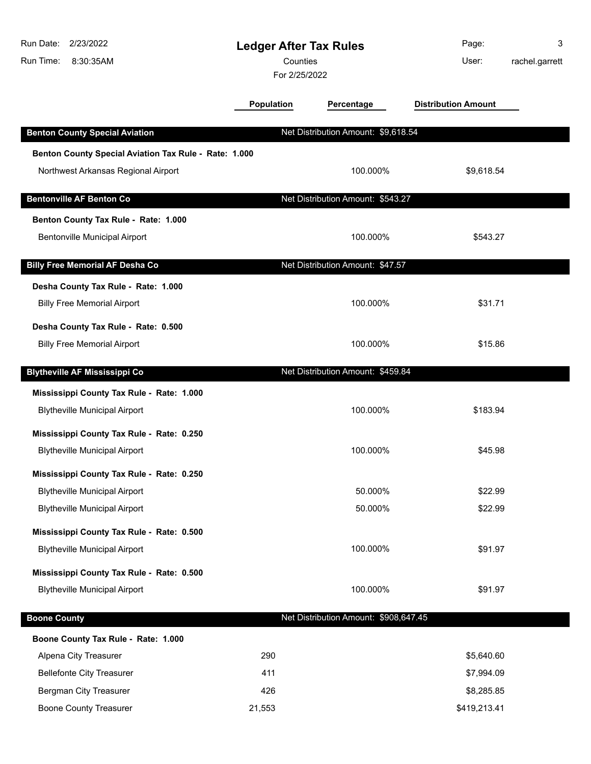# Ledger After Tax Rules

Counties

For 2/25/2022

Run Date: 2/23/2022
Run Time: 8:30:35AM
User: rachel.garrett

| | Population | Percentage | Distribution Amount |
|---|---|---|---|
| **Benton County Special Aviation** | Net Distribution Amount: $9,618.54 | | |
| **Benton County Special Aviation Tax Rule - Rate: 1.000** | | | |
| Northwest Arkansas Regional Airport | | 100.000% | $9,618.54 |
| **Bentonville AF Benton Co** | Net Distribution Amount: $543.27 | | |
| **Benton County Tax Rule - Rate: 1.000** | | | |
| Bentonville Municipal Airport | | 100.000% | $543.27 |
| **Billy Free Memorial AF Desha Co** | Net Distribution Amount: $47.57 | | |
| **Desha County Tax Rule - Rate: 1.000** | | | |
| Billy Free Memorial Airport | | 100.000% | $31.71 |
| **Desha County Tax Rule - Rate: 0.500** | | | |
| Billy Free Memorial Airport | | 100.000% | $15.86 |
| **Blytheville AF Mississippi Co** | Net Distribution Amount: $459.84 | | |
| **Mississippi County Tax Rule - Rate: 1.000** | | | |
| Blytheville Municipal Airport | | 100.000% | $183.94 |
| **Mississippi County Tax Rule - Rate: 0.250** | | | |
| Blytheville Municipal Airport | | 100.000% | $45.98 |
| **Mississippi County Tax Rule - Rate: 0.250** | | | |
| Blytheville Municipal Airport | | 50.000% | $22.99 |
| Blytheville Municipal Airport | | 50.000% | $22.99 |
| **Mississippi County Tax Rule - Rate: 0.500** | | | |
| Blytheville Municipal Airport | | 100.000% | $91.97 |
| **Mississippi County Tax Rule - Rate: 0.500** | | | |
| Blytheville Municipal Airport | | 100.000% | $91.97 |
| **Boone County** | Net Distribution Amount: $908,647.45 | | |
| **Boone County Tax Rule - Rate: 1.000** | | | |
| Alpena City Treasurer | 290 | | $5,640.60 |
| Bellefonte City Treasurer | 411 | | $7,994.09 |
| Bergman City Treasurer | 426 | | $8,285.85 |
| Boone County Treasurer | 21,553 | | $419,213.41 |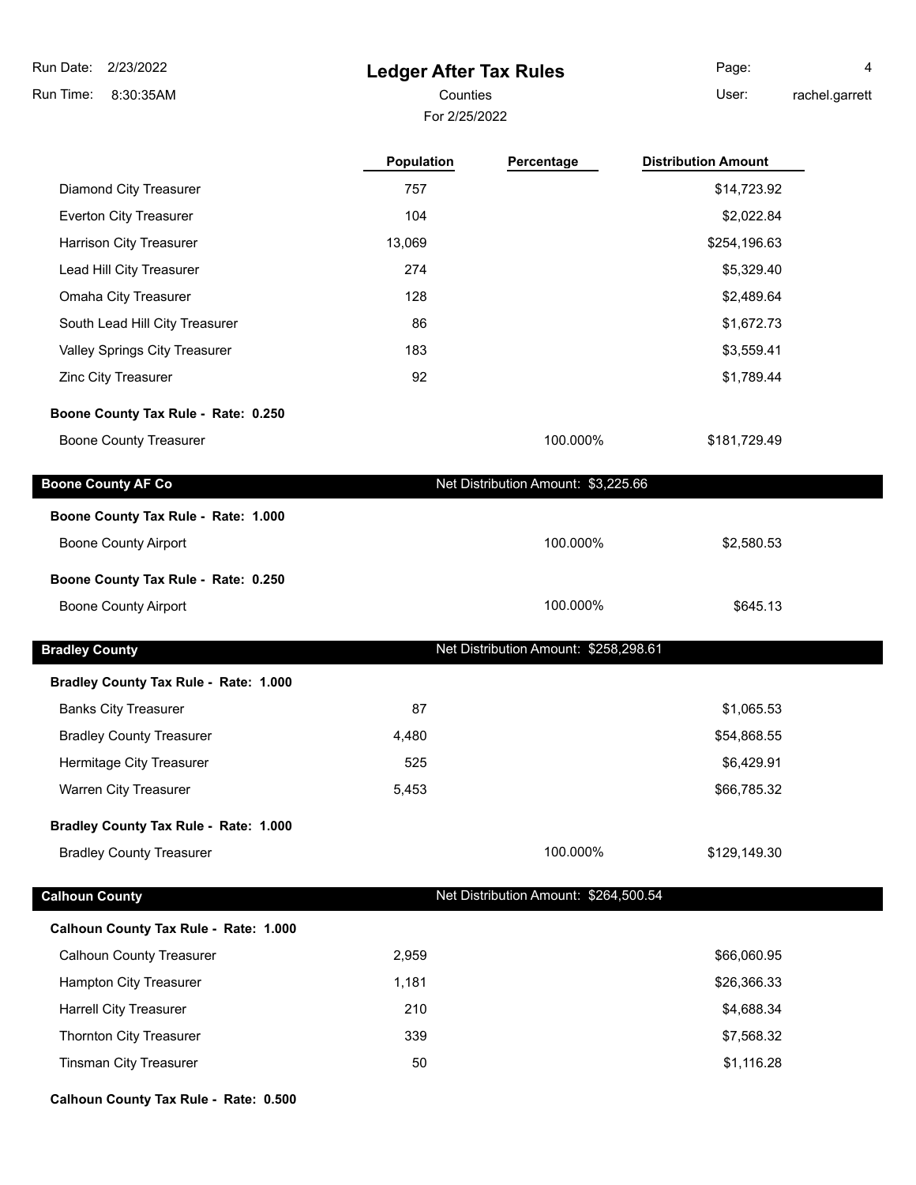| | Population | Percentage | Distribution Amount |
|---|---|---|---|
| Diamond City Treasurer | 757 | | $14,723.92 |
| Everton City Treasurer | 104 | | $2,022.84 |
| Harrison City Treasurer | 13,069 | | $254,196.63 |
| Lead Hill City Treasurer | 274 | | $5,329.40 |
| Omaha City Treasurer | 128 | | $2,489.64 |
| South Lead Hill City Treasurer | 86 | | $1,672.73 |
| Valley Springs City Treasurer | 183 | | $3,559.41 |
| Zinc City Treasurer | 92 | | $1,789.44 |
| **Boone County Tax Rule - Rate: 0.250** | | | |
| Boone County Treasurer | | 100.000% | $181,729.49 |

## Boone County AF Co

Net Distribution Amount: $3,225.66

| | Population | Percentage | Distribution Amount |
|---|---|---|---|
| **Boone County Tax Rule - Rate: 1.000** | | | |
| Boone County Airport | | 100.000% | $2,580.53 |
| **Boone County Tax Rule - Rate: 0.250** | | | |
| Boone County Airport | | 100.000% | $645.13 |

## Bradley County

Net Distribution Amount: $258,298.61

| | Population | Percentage | Distribution Amount |
|---|---|---|---|
| **Bradley County Tax Rule - Rate: 1.000** | | | |
| Banks City Treasurer | 87 | | $1,065.53 |
| Bradley County Treasurer | 4,480 | | $54,868.55 |
| Hermitage City Treasurer | 525 | | $6,429.91 |
| Warren City Treasurer | 5,453 | | $66,785.32 |
| **Bradley County Tax Rule - Rate: 1.000** | | | |
| Bradley County Treasurer | | 100.000% | $129,149.30 |

## Calhoun County

Net Distribution Amount: $264,500.54

| | Population | Percentage | Distribution Amount |
|---|---|---|---|
| **Calhoun County Tax Rule - Rate: 1.000** | | | |
| Calhoun County Treasurer | 2,959 | | $66,060.95 |
| Hampton City Treasurer | 1,181 | | $26,366.33 |
| Harrell City Treasurer | 210 | | $4,688.34 |
| Thornton City Treasurer | 339 | | $7,568.32 |
| Tinsman City Treasurer | 50 | | $1,116.28 |
| **Calhoun County Tax Rule - Rate: 0.500** | | | |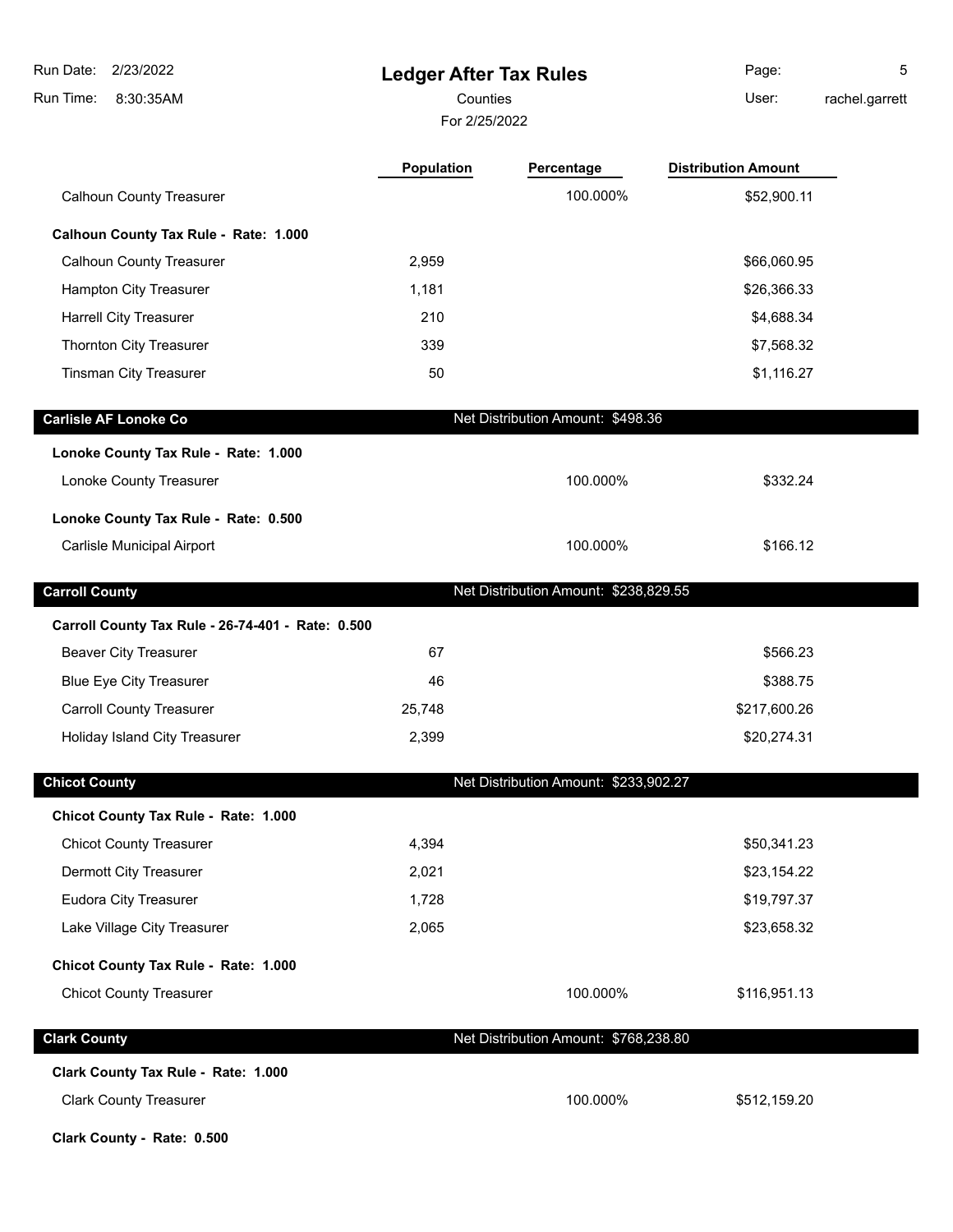# Ledger After Tax Rules

Counties

For 2/25/2022

| | Population | Percentage | Distribution Amount |
|---|---|---|---|
| Calhoun County Treasurer | | 100.000% | $52,900.11 |
| **Calhoun County Tax Rule - Rate: 1.000** | | | |
| Calhoun County Treasurer | 2,959 | | $66,060.95 |
| Hampton City Treasurer | 1,181 | | $26,366.33 |
| Harrell City Treasurer | 210 | | $4,688.34 |
| Thornton City Treasurer | 339 | | $7,568.32 |
| Tinsman City Treasurer | 50 | | $1,116.27 |
| **Carlisle AF Lonoke Co** | | Net Distribution Amount: $498.36 | |
| **Lonoke County Tax Rule - Rate: 1.000** | | | |
| Lonoke County Treasurer | | 100.000% | $332.24 |
| **Lonoke County Tax Rule - Rate: 0.500** | | | |
| Carlisle Municipal Airport | | 100.000% | $166.12 |
| **Carroll County** | | Net Distribution Amount: $238,829.55 | |
| **Carroll County Tax Rule - 26-74-401 - Rate: 0.500** | | | |
| Beaver City Treasurer | 67 | | $566.23 |
| Blue Eye City Treasurer | 46 | | $388.75 |
| Carroll County Treasurer | 25,748 | | $217,600.26 |
| Holiday Island City Treasurer | 2,399 | | $20,274.31 |
| **Chicot County** | | Net Distribution Amount: $233,902.27 | |
| **Chicot County Tax Rule - Rate: 1.000** | | | |
| Chicot County Treasurer | 4,394 | | $50,341.23 |
| Dermott City Treasurer | 2,021 | | $23,154.22 |
| Eudora City Treasurer | 1,728 | | $19,797.37 |
| Lake Village City Treasurer | 2,065 | | $23,658.32 |
| **Chicot County Tax Rule - Rate: 1.000** | | | |
| Chicot County Treasurer | | 100.000% | $116,951.13 |
| **Clark County** | | Net Distribution Amount: $768,238.80 | |
| **Clark County Tax Rule - Rate: 1.000** | | | |
| Clark County Treasurer | | 100.000% | $512,159.20 |
| **Clark County - Rate: 0.500** | | | |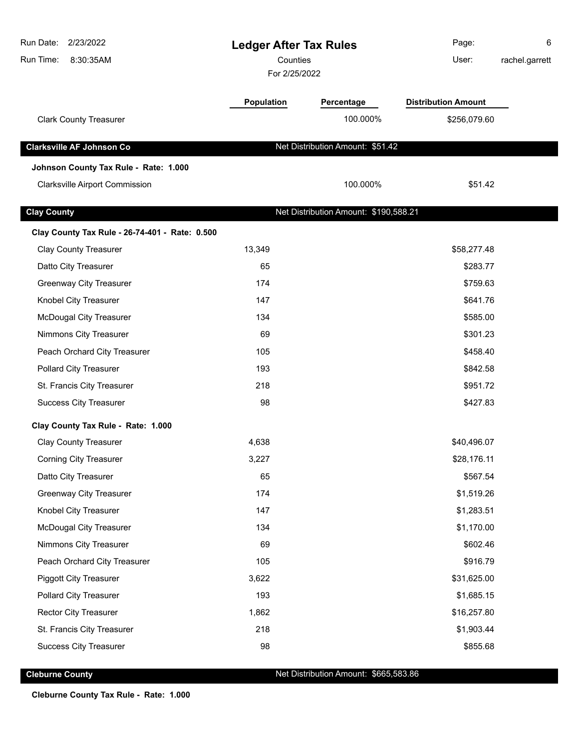| | Population | Percentage | Distribution Amount |
|---|---|---|---|
| Clark County Treasurer | | 100.000% | $256,079.60 |

## Clarksville AF Johnson Co — Net Distribution Amount: $51.42

**Johnson County Tax Rule - Rate: 1.000**

| | Population | Percentage | Distribution Amount |
|---|---|---|---|
| Clarksville Airport Commission | | 100.000% | $51.42 |

## Clay County — Net Distribution Amount: $190,588.21

**Clay County Tax Rule - 26-74-401 - Rate: 0.500**

| | Population | Percentage | Distribution Amount |
|---|---|---|---|
| Clay County Treasurer | 13,349 | | $58,277.48 |
| Datto City Treasurer | 65 | | $283.77 |
| Greenway City Treasurer | 174 | | $759.63 |
| Knobel City Treasurer | 147 | | $641.76 |
| McDougal City Treasurer | 134 | | $585.00 |
| Nimmons City Treasurer | 69 | | $301.23 |
| Peach Orchard City Treasurer | 105 | | $458.40 |
| Pollard City Treasurer | 193 | | $842.58 |
| St. Francis City Treasurer | 218 | | $951.72 |
| Success City Treasurer | 98 | | $427.83 |

**Clay County Tax Rule - Rate: 1.000**

| | Population | Percentage | Distribution Amount |
|---|---|---|---|
| Clay County Treasurer | 4,638 | | $40,496.07 |
| Corning City Treasurer | 3,227 | | $28,176.11 |
| Datto City Treasurer | 65 | | $567.54 |
| Greenway City Treasurer | 174 | | $1,519.26 |
| Knobel City Treasurer | 147 | | $1,283.51 |
| McDougal City Treasurer | 134 | | $1,170.00 |
| Nimmons City Treasurer | 69 | | $602.46 |
| Peach Orchard City Treasurer | 105 | | $916.79 |
| Piggott City Treasurer | 3,622 | | $31,625.00 |
| Pollard City Treasurer | 193 | | $1,685.15 |
| Rector City Treasurer | 1,862 | | $16,257.80 |
| St. Francis City Treasurer | 218 | | $1,903.44 |
| Success City Treasurer | 98 | | $855.68 |

## Cleburne County — Net Distribution Amount: $665,583.86

**Cleburne County Tax Rule - Rate: 1.000**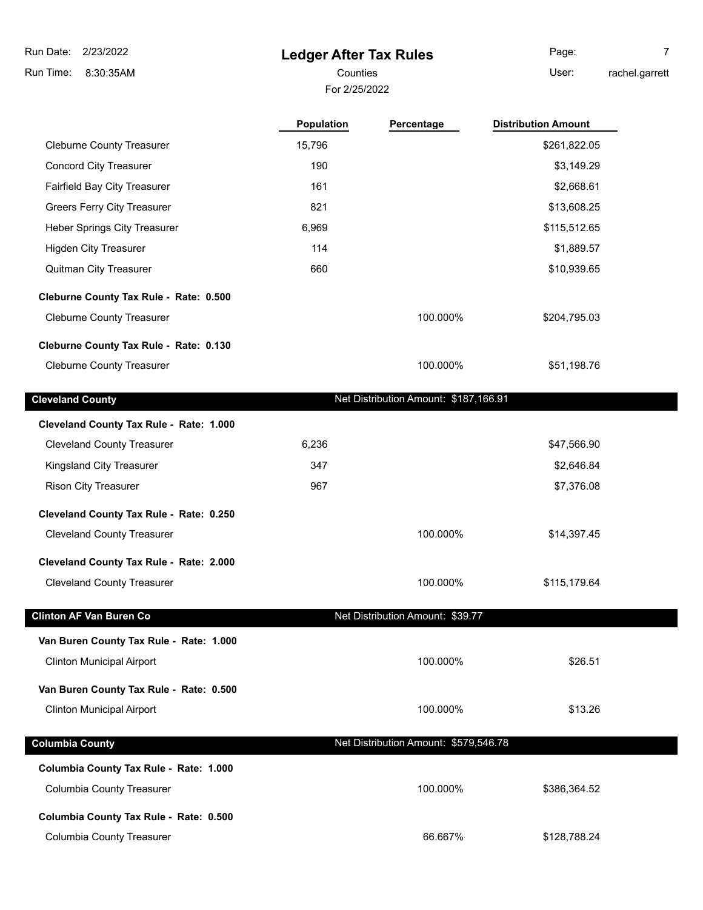# Ledger After Tax Rules

Counties

For 2/25/2022

| | Population | Percentage | Distribution Amount |
|---|---|---|---|
| Cleburne County Treasurer | 15,796 | | $261,822.05 |
| Concord City Treasurer | 190 | | $3,149.29 |
| Fairfield Bay City Treasurer | 161 | | $2,668.61 |
| Greers Ferry City Treasurer | 821 | | $13,608.25 |
| Heber Springs City Treasurer | 6,969 | | $115,512.65 |
| Higden City Treasurer | 114 | | $1,889.57 |
| Quitman City Treasurer | 660 | | $10,939.65 |
| **Cleburne County Tax Rule - Rate: 0.500** | | | |
| Cleburne County Treasurer | | 100.000% | $204,795.03 |
| **Cleburne County Tax Rule - Rate: 0.130** | | | |
| Cleburne County Treasurer | | 100.000% | $51,198.76 |

## Cleveland County

Net Distribution Amount: $187,166.91

| | Population | Percentage | Distribution Amount |
|---|---|---|---|
| **Cleveland County Tax Rule - Rate: 1.000** | | | |
| Cleveland County Treasurer | 6,236 | | $47,566.90 |
| Kingsland City Treasurer | 347 | | $2,646.84 |
| Rison City Treasurer | 967 | | $7,376.08 |
| **Cleveland County Tax Rule - Rate: 0.250** | | | |
| Cleveland County Treasurer | | 100.000% | $14,397.45 |
| **Cleveland County Tax Rule - Rate: 2.000** | | | |
| Cleveland County Treasurer | | 100.000% | $115,179.64 |

## Clinton AF Van Buren Co

Net Distribution Amount: $39.77

| | Population | Percentage | Distribution Amount |
|---|---|---|---|
| **Van Buren County Tax Rule - Rate: 1.000** | | | |
| Clinton Municipal Airport | | 100.000% | $26.51 |
| **Van Buren County Tax Rule - Rate: 0.500** | | | |
| Clinton Municipal Airport | | 100.000% | $13.26 |

## Columbia County

Net Distribution Amount: $579,546.78

| | Population | Percentage | Distribution Amount |
|---|---|---|---|
| **Columbia County Tax Rule - Rate: 1.000** | | | |
| Columbia County Treasurer | | 100.000% | $386,364.52 |
| **Columbia County Tax Rule - Rate: 0.500** | | | |
| Columbia County Treasurer | | 66.667% | $128,788.24 |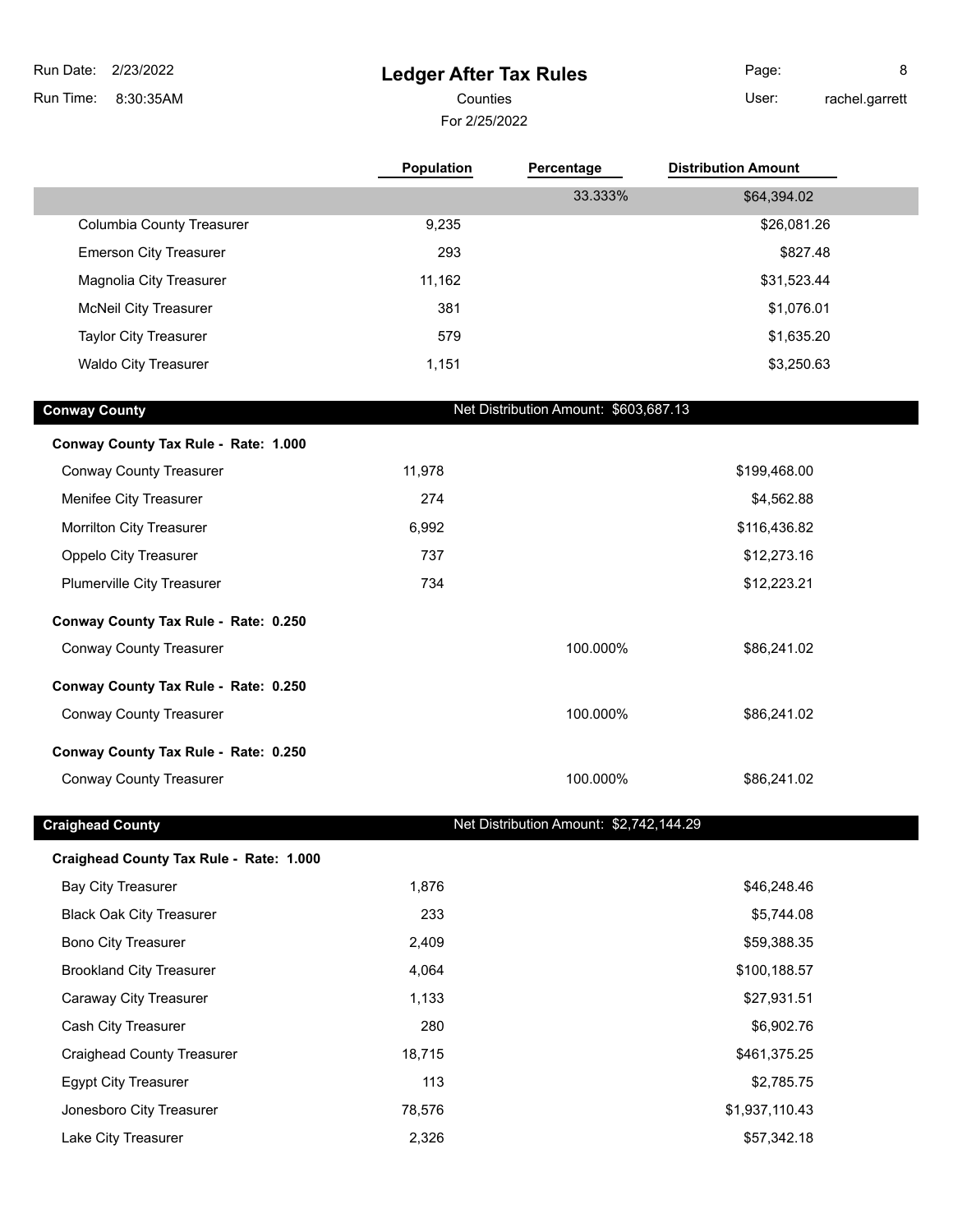# Ledger After Tax Rules

Counties

For 2/25/2022

| | Population | Percentage | Distribution Amount |
|---|---|---|---|
| | | 33.333% | $64,394.02 |
| Columbia County Treasurer | 9,235 | | $26,081.26 |
| Emerson City Treasurer | 293 | | $827.48 |
| Magnolia City Treasurer | 11,162 | | $31,523.44 |
| McNeil City Treasurer | 381 | | $1,076.01 |
| Taylor City Treasurer | 579 | | $1,635.20 |
| Waldo City Treasurer | 1,151 | | $3,250.63 |

## Conway County

Net Distribution Amount: $603,687.13

| | Population | Percentage | Distribution Amount |
|---|---|---|---|
| **Conway County Tax Rule - Rate: 1.000** | | | |
| Conway County Treasurer | 11,978 | | $199,468.00 |
| Menifee City Treasurer | 274 | | $4,562.88 |
| Morrilton City Treasurer | 6,992 | | $116,436.82 |
| Oppelo City Treasurer | 737 | | $12,273.16 |
| Plumerville City Treasurer | 734 | | $12,223.21 |
| **Conway County Tax Rule - Rate: 0.250** | | | |
| Conway County Treasurer | | 100.000% | $86,241.02 |
| **Conway County Tax Rule - Rate: 0.250** | | | |
| Conway County Treasurer | | 100.000% | $86,241.02 |
| **Conway County Tax Rule - Rate: 0.250** | | | |
| Conway County Treasurer | | 100.000% | $86,241.02 |

## Craighead County

Net Distribution Amount: $2,742,144.29

| | Population | Percentage | Distribution Amount |
|---|---|---|---|
| **Craighead County Tax Rule - Rate: 1.000** | | | |
| Bay City Treasurer | 1,876 | | $46,248.46 |
| Black Oak City Treasurer | 233 | | $5,744.08 |
| Bono City Treasurer | 2,409 | | $59,388.35 |
| Brookland City Treasurer | 4,064 | | $100,188.57 |
| Caraway City Treasurer | 1,133 | | $27,931.51 |
| Cash City Treasurer | 280 | | $6,902.76 |
| Craighead County Treasurer | 18,715 | | $461,375.25 |
| Egypt City Treasurer | 113 | | $2,785.75 |
| Jonesboro City Treasurer | 78,576 | | $1,937,110.43 |
| Lake City Treasurer | 2,326 | | $57,342.18 |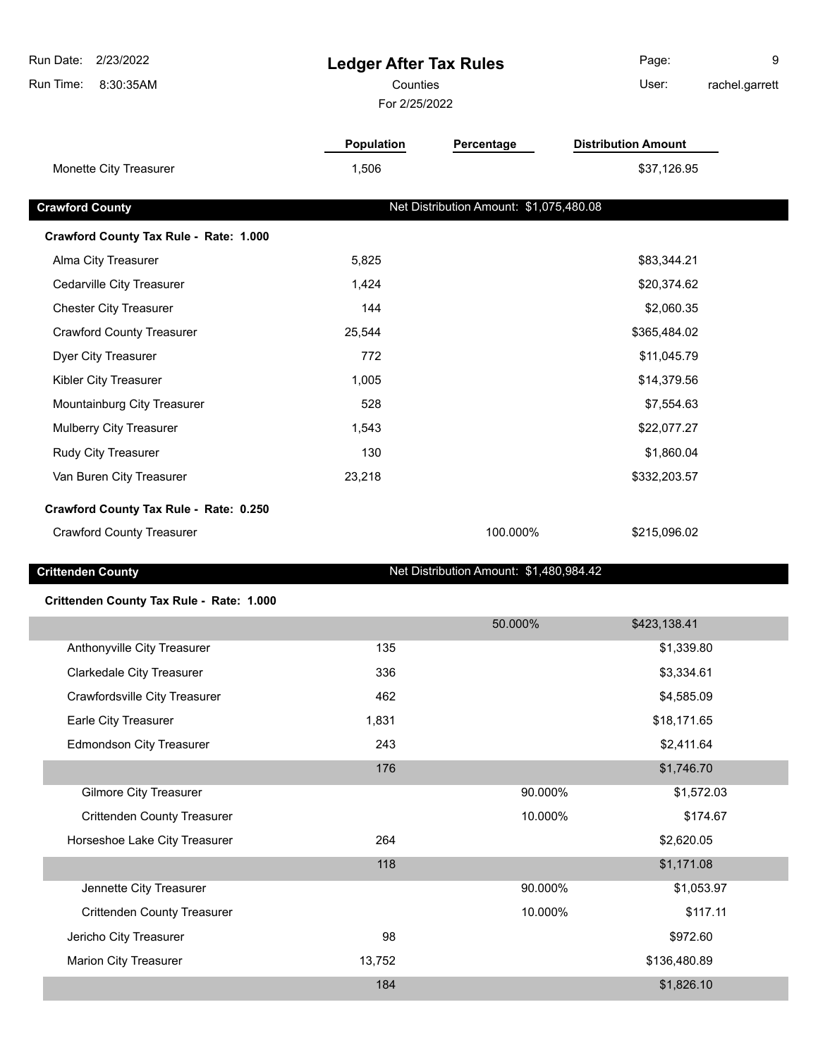# Ledger After Tax Rules

Counties

For 2/25/2022

| | Population | Percentage | Distribution Amount |
|---|---|---|---|
| Monette City Treasurer | 1,506 | | $37,126.95 |

## Crawford County

Net Distribution Amount: $1,075,480.08

**Crawford County Tax Rule - Rate: 1.000**

| | Population | Percentage | Distribution Amount |
|---|---|---|---|
| Alma City Treasurer | 5,825 | | $83,344.21 |
| Cedarville City Treasurer | 1,424 | | $20,374.62 |
| Chester City Treasurer | 144 | | $2,060.35 |
| Crawford County Treasurer | 25,544 | | $365,484.02 |
| Dyer City Treasurer | 772 | | $11,045.79 |
| Kibler City Treasurer | 1,005 | | $14,379.56 |
| Mountainburg City Treasurer | 528 | | $7,554.63 |
| Mulberry City Treasurer | 1,543 | | $22,077.27 |
| Rudy City Treasurer | 130 | | $1,860.04 |
| Van Buren City Treasurer | 23,218 | | $332,203.57 |

**Crawford County Tax Rule - Rate: 0.250**

| | Population | Percentage | Distribution Amount |
|---|---|---|---|
| Crawford County Treasurer | | 100.000% | $215,096.02 |

## Crittenden County

Net Distribution Amount: $1,480,984.42

**Crittenden County Tax Rule - Rate: 1.000**

| | Population | Percentage | Distribution Amount |
|---|---|---|---|
| | | 50.000% | $423,138.41 |
| Anthonyville City Treasurer | 135 | | $1,339.80 |
| Clarkedale City Treasurer | 336 | | $3,334.61 |
| Crawfordsville City Treasurer | 462 | | $4,585.09 |
| Earle City Treasurer | 1,831 | | $18,171.65 |
| Edmondson City Treasurer | 243 | | $2,411.64 |
| | 176 | | $1,746.70 |
| Gilmore City Treasurer | | 90.000% | $1,572.03 |
| Crittenden County Treasurer | | 10.000% | $174.67 |
| Horseshoe Lake City Treasurer | 264 | | $2,620.05 |
| | 118 | | $1,171.08 |
| Jennette City Treasurer | | 90.000% | $1,053.97 |
| Crittenden County Treasurer | | 10.000% | $117.11 |
| Jericho City Treasurer | 98 | | $972.60 |
| Marion City Treasurer | 13,752 | | $136,480.89 |
| | 184 | | $1,826.10 |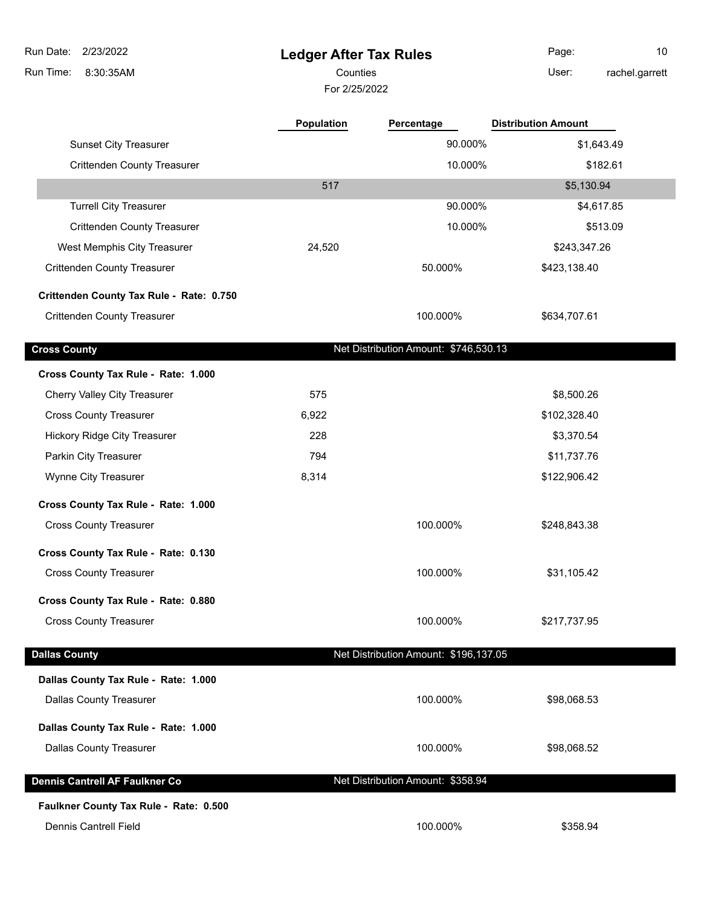# Ledger After Tax Rules

Counties

For 2/25/2022

| | Population | Percentage | Distribution Amount |
|---|---|---|---|
| Sunset City Treasurer | | 90.000% | $1,643.49 |
| Crittenden County Treasurer | | 10.000% | $182.61 |
| | 517 | | $5,130.94 |
| Turrell City Treasurer | | 90.000% | $4,617.85 |
| Crittenden County Treasurer | | 10.000% | $513.09 |
| West Memphis City Treasurer | 24,520 | | $243,347.26 |
| Crittenden County Treasurer | | 50.000% | $423,138.40 |
| **Crittenden County Tax Rule - Rate: 0.750** | | | |
| Crittenden County Treasurer | | 100.000% | $634,707.61 |

## Cross County — Net Distribution Amount: $746,530.13

| | Population | Percentage | Distribution Amount |
|---|---|---|---|
| **Cross County Tax Rule - Rate: 1.000** | | | |
| Cherry Valley City Treasurer | 575 | | $8,500.26 |
| Cross County Treasurer | 6,922 | | $102,328.40 |
| Hickory Ridge City Treasurer | 228 | | $3,370.54 |
| Parkin City Treasurer | 794 | | $11,737.76 |
| Wynne City Treasurer | 8,314 | | $122,906.42 |
| **Cross County Tax Rule - Rate: 1.000** | | | |
| Cross County Treasurer | | 100.000% | $248,843.38 |
| **Cross County Tax Rule - Rate: 0.130** | | | |
| Cross County Treasurer | | 100.000% | $31,105.42 |
| **Cross County Tax Rule - Rate: 0.880** | | | |
| Cross County Treasurer | | 100.000% | $217,737.95 |

## Dallas County — Net Distribution Amount: $196,137.05

| | Population | Percentage | Distribution Amount |
|---|---|---|---|
| **Dallas County Tax Rule - Rate: 1.000** | | | |
| Dallas County Treasurer | | 100.000% | $98,068.53 |
| **Dallas County Tax Rule - Rate: 1.000** | | | |
| Dallas County Treasurer | | 100.000% | $98,068.52 |

## Dennis Cantrell AF Faulkner Co — Net Distribution Amount: $358.94

| | Population | Percentage | Distribution Amount |
|---|---|---|---|
| **Faulkner County Tax Rule - Rate: 0.500** | | | |
| Dennis Cantrell Field | | 100.000% | $358.94 |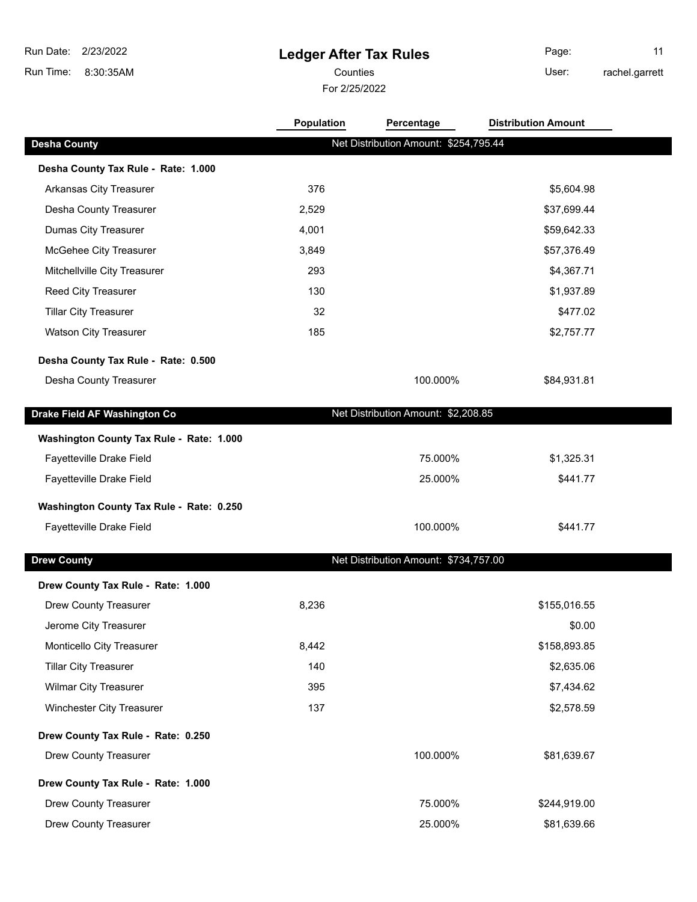# Ledger After Tax Rules

Counties

For 2/25/2022

Run Date: 2/23/2022
Run Time: 8:30:35AM
User: rachel.garrett

| | Population | Percentage | Distribution Amount |
|---|---|---|---|
| **Desha County** | Net Distribution Amount: $254,795.44 | | |
| **Desha County Tax Rule - Rate: 1.000** | | | |
| Arkansas City Treasurer | 376 | | $5,604.98 |
| Desha County Treasurer | 2,529 | | $37,699.44 |
| Dumas City Treasurer | 4,001 | | $59,642.33 |
| McGehee City Treasurer | 3,849 | | $57,376.49 |
| Mitchellville City Treasurer | 293 | | $4,367.71 |
| Reed City Treasurer | 130 | | $1,937.89 |
| Tillar City Treasurer | 32 | | $477.02 |
| Watson City Treasurer | 185 | | $2,757.77 |
| **Desha County Tax Rule - Rate: 0.500** | | | |
| Desha County Treasurer | | 100.000% | $84,931.81 |
| **Drake Field AF Washington Co** | Net Distribution Amount: $2,208.85 | | |
| **Washington County Tax Rule - Rate: 1.000** | | | |
| Fayetteville Drake Field | | 75.000% | $1,325.31 |
| Fayetteville Drake Field | | 25.000% | $441.77 |
| **Washington County Tax Rule - Rate: 0.250** | | | |
| Fayetteville Drake Field | | 100.000% | $441.77 |
| **Drew County** | Net Distribution Amount: $734,757.00 | | |
| **Drew County Tax Rule - Rate: 1.000** | | | |
| Drew County Treasurer | 8,236 | | $155,016.55 |
| Jerome City Treasurer | | | $0.00 |
| Monticello City Treasurer | 8,442 | | $158,893.85 |
| Tillar City Treasurer | 140 | | $2,635.06 |
| Wilmar City Treasurer | 395 | | $7,434.62 |
| Winchester City Treasurer | 137 | | $2,578.59 |
| **Drew County Tax Rule - Rate: 0.250** | | | |
| Drew County Treasurer | | 100.000% | $81,639.67 |
| **Drew County Tax Rule - Rate: 1.000** | | | |
| Drew County Treasurer | | 75.000% | $244,919.00 |
| Drew County Treasurer | | 25.000% | $81,639.66 |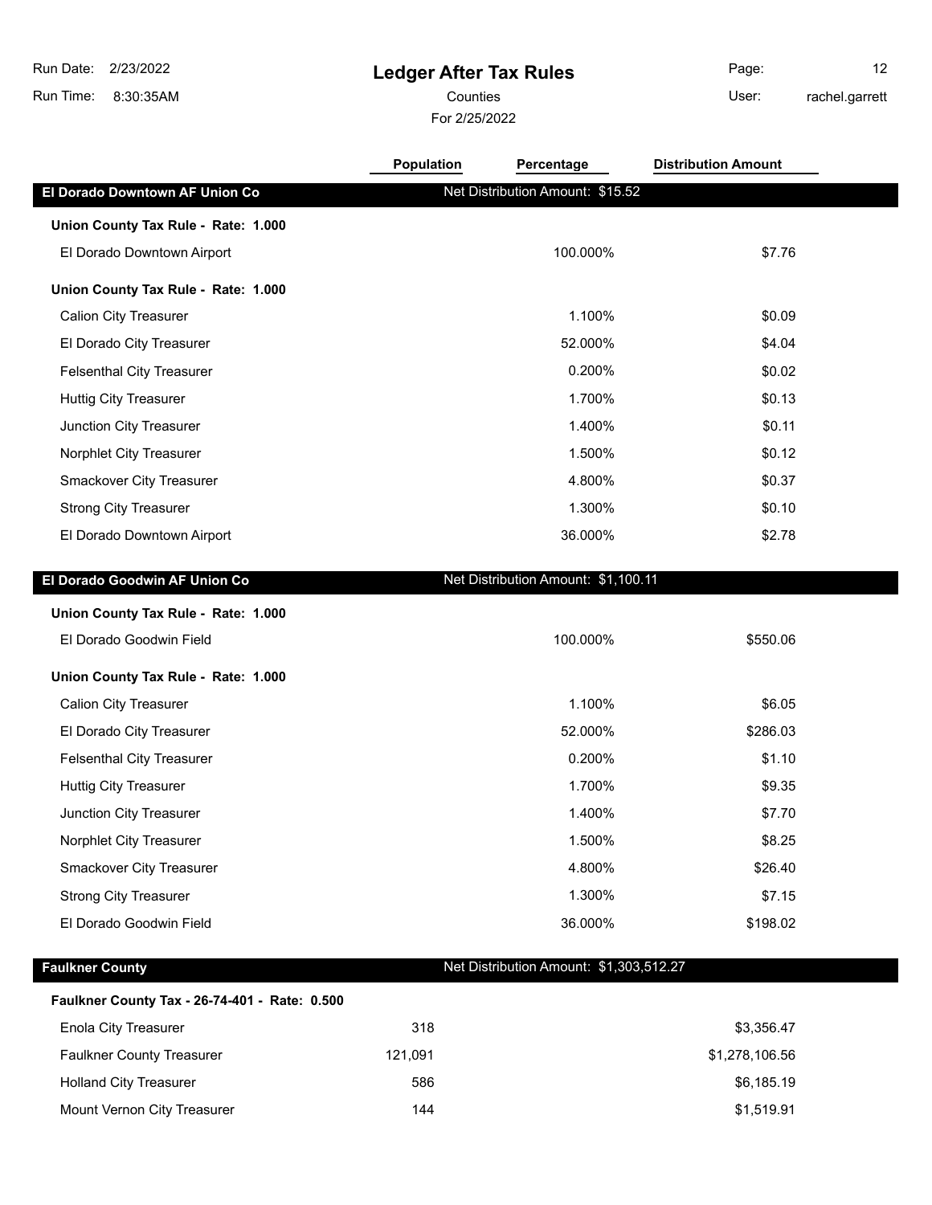# Ledger After Tax Rules

Run Date: 2/23/2022
Run Time: 8:30:35AM

Counties
For 2/25/2022

User: rachel.garrett

| | Population | Percentage | Distribution Amount |
|---|---|---|---|
| **El Dorado Downtown AF Union Co** | | Net Distribution Amount: $15.52 | |
| **Union County Tax Rule - Rate: 1.000** | | | |
| El Dorado Downtown Airport | | 100.000% | $7.76 |
| **Union County Tax Rule - Rate: 1.000** | | | |
| Calion City Treasurer | | 1.100% | $0.09 |
| El Dorado City Treasurer | | 52.000% | $4.04 |
| Felsenthal City Treasurer | | 0.200% | $0.02 |
| Huttig City Treasurer | | 1.700% | $0.13 |
| Junction City Treasurer | | 1.400% | $0.11 |
| Norphlet City Treasurer | | 1.500% | $0.12 |
| Smackover City Treasurer | | 4.800% | $0.37 |
| Strong City Treasurer | | 1.300% | $0.10 |
| El Dorado Downtown Airport | | 36.000% | $2.78 |
| **El Dorado Goodwin AF Union Co** | | Net Distribution Amount: $1,100.11 | |
| **Union County Tax Rule - Rate: 1.000** | | | |
| El Dorado Goodwin Field | | 100.000% | $550.06 |
| **Union County Tax Rule - Rate: 1.000** | | | |
| Calion City Treasurer | | 1.100% | $6.05 |
| El Dorado City Treasurer | | 52.000% | $286.03 |
| Felsenthal City Treasurer | | 0.200% | $1.10 |
| Huttig City Treasurer | | 1.700% | $9.35 |
| Junction City Treasurer | | 1.400% | $7.70 |
| Norphlet City Treasurer | | 1.500% | $8.25 |
| Smackover City Treasurer | | 4.800% | $26.40 |
| Strong City Treasurer | | 1.300% | $7.15 |
| El Dorado Goodwin Field | | 36.000% | $198.02 |
| **Faulkner County** | | Net Distribution Amount: $1,303,512.27 | |
| **Faulkner County Tax - 26-74-401 - Rate: 0.500** | | | |
| Enola City Treasurer | 318 | | $3,356.47 |
| Faulkner County Treasurer | 121,091 | | $1,278,106.56 |
| Holland City Treasurer | 586 | | $6,185.19 |
| Mount Vernon City Treasurer | 144 | | $1,519.91 |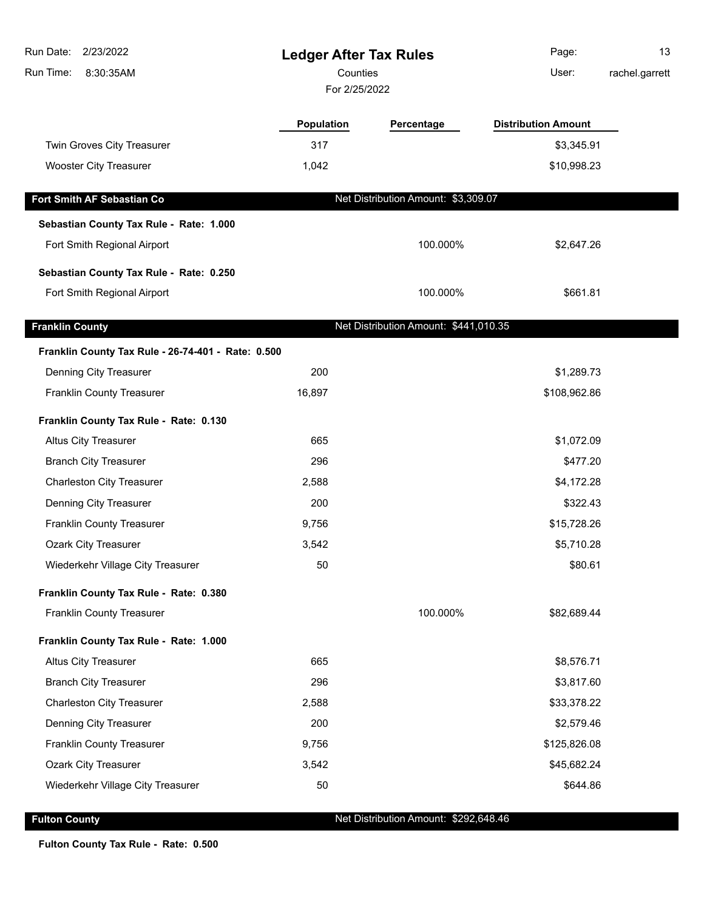# Ledger After Tax Rules

Counties

For 2/25/2022

| | Population | Percentage | Distribution Amount |
|---|---|---|---|
| Twin Groves City Treasurer | 317 | | $3,345.91 |
| Wooster City Treasurer | 1,042 | | $10,998.23 |

## Fort Smith AF Sebastian Co

Net Distribution Amount: $3,309.07

| | Population | Percentage | Distribution Amount |
|---|---|---|---|
| **Sebastian County Tax Rule - Rate: 1.000** | | | |
| Fort Smith Regional Airport | | 100.000% | $2,647.26 |
| **Sebastian County Tax Rule - Rate: 0.250** | | | |
| Fort Smith Regional Airport | | 100.000% | $661.81 |

## Franklin County

Net Distribution Amount: $441,010.35

| | Population | Percentage | Distribution Amount |
|---|---|---|---|
| **Franklin County Tax Rule - 26-74-401 - Rate: 0.500** | | | |
| Denning City Treasurer | 200 | | $1,289.73 |
| Franklin County Treasurer | 16,897 | | $108,962.86 |
| **Franklin County Tax Rule - Rate: 0.130** | | | |
| Altus City Treasurer | 665 | | $1,072.09 |
| Branch City Treasurer | 296 | | $477.20 |
| Charleston City Treasurer | 2,588 | | $4,172.28 |
| Denning City Treasurer | 200 | | $322.43 |
| Franklin County Treasurer | 9,756 | | $15,728.26 |
| Ozark City Treasurer | 3,542 | | $5,710.28 |
| Wiederkehr Village City Treasurer | 50 | | $80.61 |
| **Franklin County Tax Rule - Rate: 0.380** | | | |
| Franklin County Treasurer | | 100.000% | $82,689.44 |
| **Franklin County Tax Rule - Rate: 1.000** | | | |
| Altus City Treasurer | 665 | | $8,576.71 |
| Branch City Treasurer | 296 | | $3,817.60 |
| Charleston City Treasurer | 2,588 | | $33,378.22 |
| Denning City Treasurer | 200 | | $2,579.46 |
| Franklin County Treasurer | 9,756 | | $125,826.08 |
| Ozark City Treasurer | 3,542 | | $45,682.24 |
| Wiederkehr Village City Treasurer | 50 | | $644.86 |

## Fulton County

Net Distribution Amount: $292,648.46

**Fulton County Tax Rule - Rate: 0.500**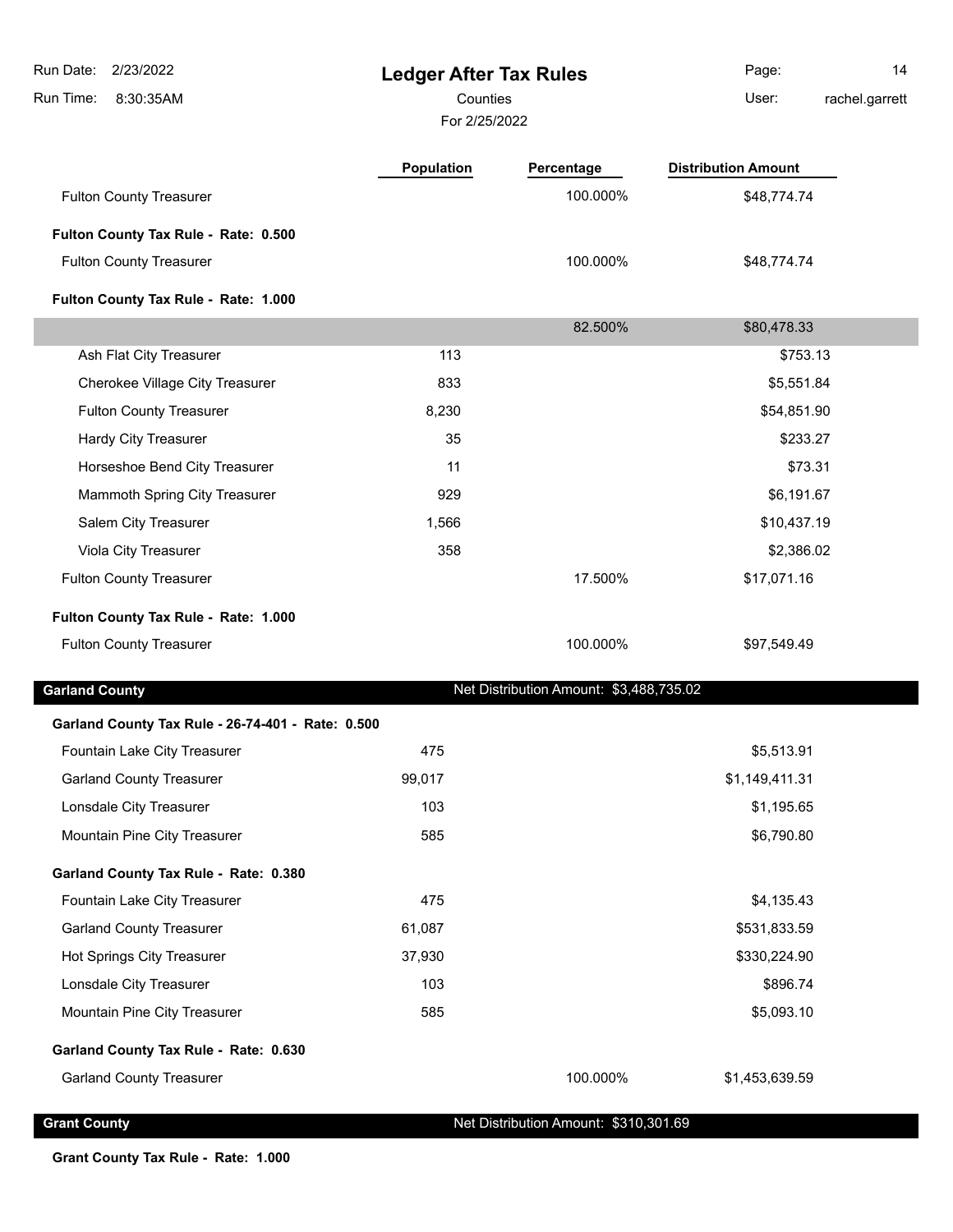| | Population | Percentage | Distribution Amount |
|---|---|---|---|
| Fulton County Treasurer | | 100.000% | $48,774.74 |
| **Fulton County Tax Rule - Rate: 0.500** | | | |
| Fulton County Treasurer | | 100.000% | $48,774.74 |
| **Fulton County Tax Rule - Rate: 1.000** | | | |
| | | 82.500% | $80,478.33 |
| Ash Flat City Treasurer | 113 | | $753.13 |
| Cherokee Village City Treasurer | 833 | | $5,551.84 |
| Fulton County Treasurer | 8,230 | | $54,851.90 |
| Hardy City Treasurer | 35 | | $233.27 |
| Horseshoe Bend City Treasurer | 11 | | $73.31 |
| Mammoth Spring City Treasurer | 929 | | $6,191.67 |
| Salem City Treasurer | 1,566 | | $10,437.19 |
| Viola City Treasurer | 358 | | $2,386.02 |
| Fulton County Treasurer | | 17.500% | $17,071.16 |
| **Fulton County Tax Rule - Rate: 1.000** | | | |
| Fulton County Treasurer | | 100.000% | $97,549.49 |

## Garland County

Net Distribution Amount: $3,488,735.02

| | Population | Percentage | Distribution Amount |
|---|---|---|---|
| **Garland County Tax Rule - 26-74-401 - Rate: 0.500** | | | |
| Fountain Lake City Treasurer | 475 | | $5,513.91 |
| Garland County Treasurer | 99,017 | | $1,149,411.31 |
| Lonsdale City Treasurer | 103 | | $1,195.65 |
| Mountain Pine City Treasurer | 585 | | $6,790.80 |
| **Garland County Tax Rule - Rate: 0.380** | | | |
| Fountain Lake City Treasurer | 475 | | $4,135.43 |
| Garland County Treasurer | 61,087 | | $531,833.59 |
| Hot Springs City Treasurer | 37,930 | | $330,224.90 |
| Lonsdale City Treasurer | 103 | | $896.74 |
| Mountain Pine City Treasurer | 585 | | $5,093.10 |
| **Garland County Tax Rule - Rate: 0.630** | | | |
| Garland County Treasurer | | 100.000% | $1,453,639.59 |

## Grant County

Net Distribution Amount: $310,301.69

**Grant County Tax Rule - Rate: 1.000**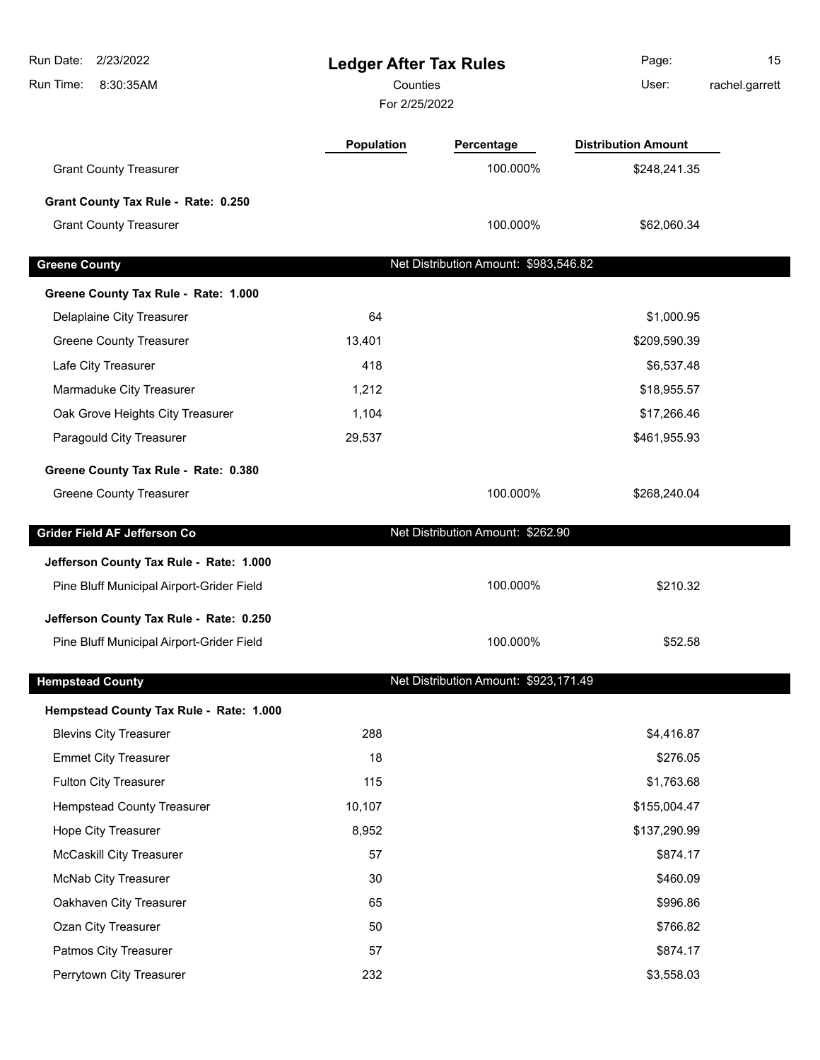| | Population | Percentage | Distribution Amount |
|---|---|---|---|
| Grant County Treasurer | | 100.000% | $248,241.35 |
| **Grant County Tax Rule - Rate: 0.250** | | | |
| Grant County Treasurer | | 100.000% | $62,060.34 |

## Greene County

Net Distribution Amount: $983,546.82

| | Population | Percentage | Distribution Amount |
|---|---|---|---|
| **Greene County Tax Rule - Rate: 1.000** | | | |
| Delaplaine City Treasurer | 64 | | $1,000.95 |
| Greene County Treasurer | 13,401 | | $209,590.39 |
| Lafe City Treasurer | 418 | | $6,537.48 |
| Marmaduke City Treasurer | 1,212 | | $18,955.57 |
| Oak Grove Heights City Treasurer | 1,104 | | $17,266.46 |
| Paragould City Treasurer | 29,537 | | $461,955.93 |
| **Greene County Tax Rule - Rate: 0.380** | | | |
| Greene County Treasurer | | 100.000% | $268,240.04 |

## Grider Field AF Jefferson Co

Net Distribution Amount: $262.90

| | Population | Percentage | Distribution Amount |
|---|---|---|---|
| **Jefferson County Tax Rule - Rate: 1.000** | | | |
| Pine Bluff Municipal Airport-Grider Field | | 100.000% | $210.32 |
| **Jefferson County Tax Rule - Rate: 0.250** | | | |
| Pine Bluff Municipal Airport-Grider Field | | 100.000% | $52.58 |

## Hempstead County

Net Distribution Amount: $923,171.49

| | Population | Percentage | Distribution Amount |
|---|---|---|---|
| **Hempstead County Tax Rule - Rate: 1.000** | | | |
| Blevins City Treasurer | 288 | | $4,416.87 |
| Emmet City Treasurer | 18 | | $276.05 |
| Fulton City Treasurer | 115 | | $1,763.68 |
| Hempstead County Treasurer | 10,107 | | $155,004.47 |
| Hope City Treasurer | 8,952 | | $137,290.99 |
| McCaskill City Treasurer | 57 | | $874.17 |
| McNab City Treasurer | 30 | | $460.09 |
| Oakhaven City Treasurer | 65 | | $996.86 |
| Ozan City Treasurer | 50 | | $766.82 |
| Patmos City Treasurer | 57 | | $874.17 |
| Perrytown City Treasurer | 232 | | $3,558.03 |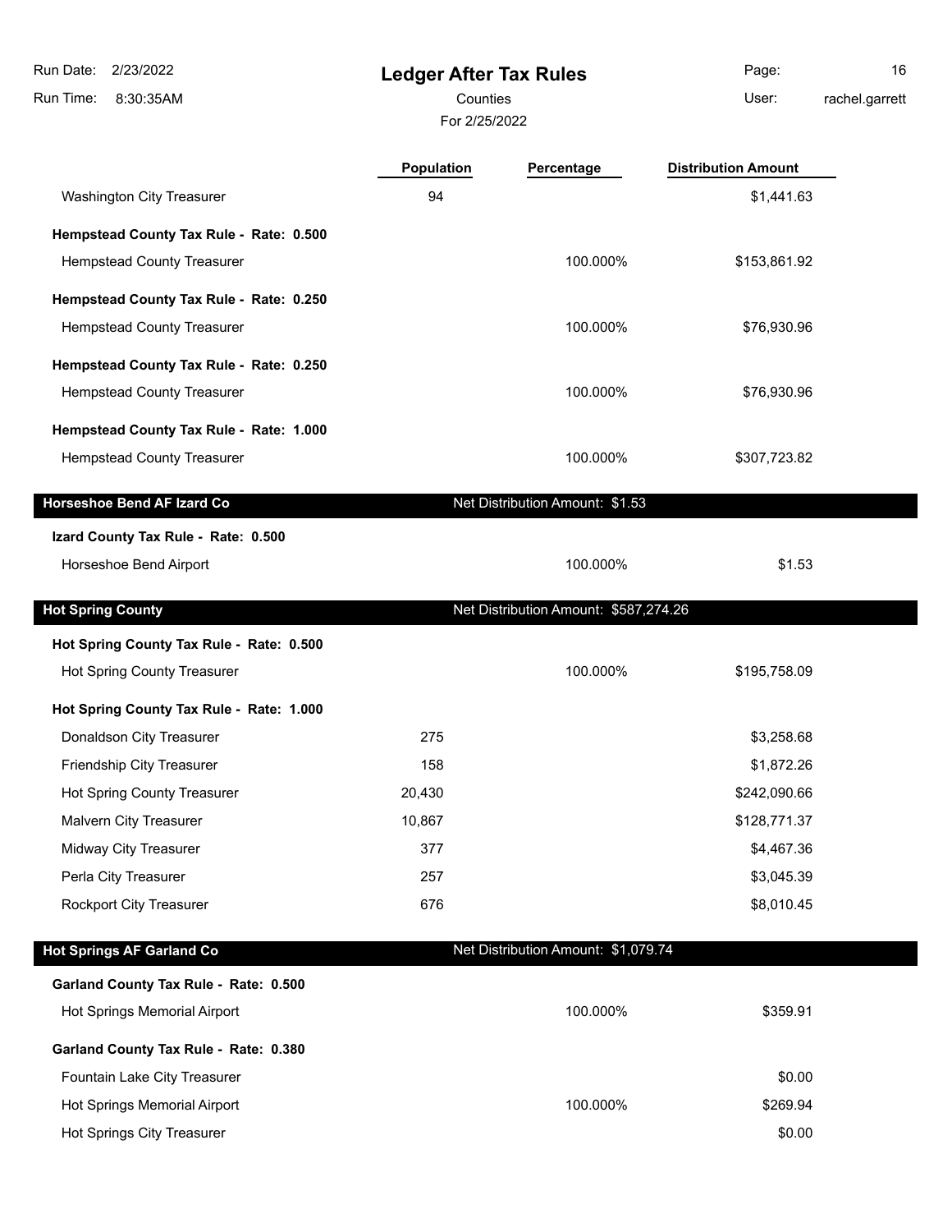# Ledger After Tax Rules

Counties

For 2/25/2022

| | Population | Percentage | Distribution Amount |
|---|---|---|---|
| Washington City Treasurer | 94 | | $1,441.63 |
| **Hempstead County Tax Rule - Rate: 0.500** | | | |
| Hempstead County Treasurer | | 100.000% | $153,861.92 |
| **Hempstead County Tax Rule - Rate: 0.250** | | | |
| Hempstead County Treasurer | | 100.000% | $76,930.96 |
| **Hempstead County Tax Rule - Rate: 0.250** | | | |
| Hempstead County Treasurer | | 100.000% | $76,930.96 |
| **Hempstead County Tax Rule - Rate: 1.000** | | | |
| Hempstead County Treasurer | | 100.000% | $307,723.82 |

## Horseshoe Bend AF Izard Co — Net Distribution Amount: $1.53

| | Population | Percentage | Distribution Amount |
|---|---|---|---|
| **Izard County Tax Rule - Rate: 0.500** | | | |
| Horseshoe Bend Airport | | 100.000% | $1.53 |

## Hot Spring County — Net Distribution Amount: $587,274.26

| | Population | Percentage | Distribution Amount |
|---|---|---|---|
| **Hot Spring County Tax Rule - Rate: 0.500** | | | |
| Hot Spring County Treasurer | | 100.000% | $195,758.09 |
| **Hot Spring County Tax Rule - Rate: 1.000** | | | |
| Donaldson City Treasurer | 275 | | $3,258.68 |
| Friendship City Treasurer | 158 | | $1,872.26 |
| Hot Spring County Treasurer | 20,430 | | $242,090.66 |
| Malvern City Treasurer | 10,867 | | $128,771.37 |
| Midway City Treasurer | 377 | | $4,467.36 |
| Perla City Treasurer | 257 | | $3,045.39 |
| Rockport City Treasurer | 676 | | $8,010.45 |

## Hot Springs AF Garland Co — Net Distribution Amount: $1,079.74

| | Population | Percentage | Distribution Amount |
|---|---|---|---|
| **Garland County Tax Rule - Rate: 0.500** | | | |
| Hot Springs Memorial Airport | | 100.000% | $359.91 |
| **Garland County Tax Rule - Rate: 0.380** | | | |
| Fountain Lake City Treasurer | | | $0.00 |
| Hot Springs Memorial Airport | | 100.000% | $269.94 |
| Hot Springs City Treasurer | | | $0.00 |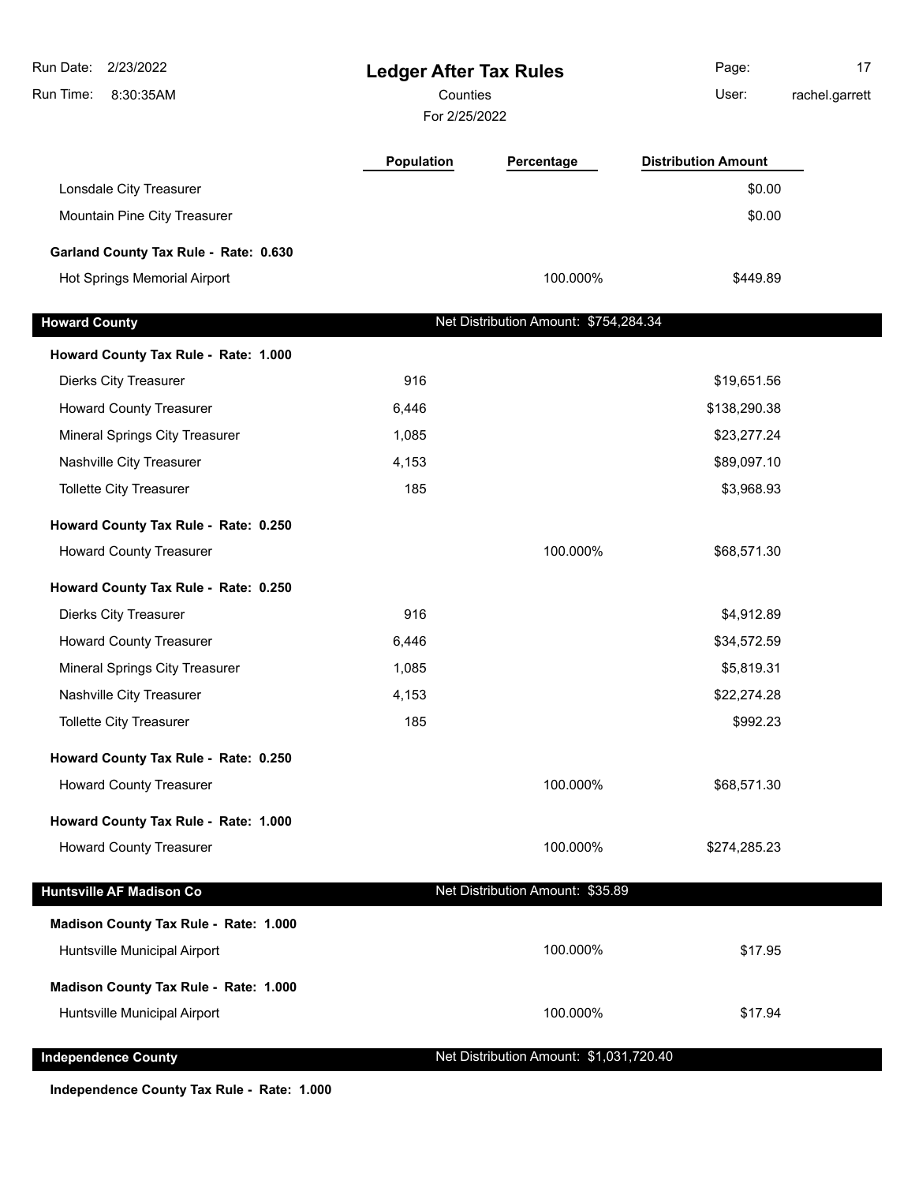# Ledger After Tax Rules

Counties

For 2/25/2022

| | Population | Percentage | Distribution Amount |
|---|---|---|---|
| Lonsdale City Treasurer | | | $0.00 |
| Mountain Pine City Treasurer | | | $0.00 |
| **Garland County Tax Rule - Rate: 0.630** | | | |
| Hot Springs Memorial Airport | | 100.000% | $449.89 |

## Howard County

Net Distribution Amount: $754,284.34

| | Population | Percentage | Distribution Amount |
|---|---|---|---|
| **Howard County Tax Rule - Rate: 1.000** | | | |
| Dierks City Treasurer | 916 | | $19,651.56 |
| Howard County Treasurer | 6,446 | | $138,290.38 |
| Mineral Springs City Treasurer | 1,085 | | $23,277.24 |
| Nashville City Treasurer | 4,153 | | $89,097.10 |
| Tollette City Treasurer | 185 | | $3,968.93 |
| **Howard County Tax Rule - Rate: 0.250** | | | |
| Howard County Treasurer | | 100.000% | $68,571.30 |
| **Howard County Tax Rule - Rate: 0.250** | | | |
| Dierks City Treasurer | 916 | | $4,912.89 |
| Howard County Treasurer | 6,446 | | $34,572.59 |
| Mineral Springs City Treasurer | 1,085 | | $5,819.31 |
| Nashville City Treasurer | 4,153 | | $22,274.28 |
| Tollette City Treasurer | 185 | | $992.23 |
| **Howard County Tax Rule - Rate: 0.250** | | | |
| Howard County Treasurer | | 100.000% | $68,571.30 |
| **Howard County Tax Rule - Rate: 1.000** | | | |
| Howard County Treasurer | | 100.000% | $274,285.23 |

## Huntsville AF Madison Co

Net Distribution Amount: $35.89

| | Population | Percentage | Distribution Amount |
|---|---|---|---|
| **Madison County Tax Rule - Rate: 1.000** | | | |
| Huntsville Municipal Airport | | 100.000% | $17.95 |
| **Madison County Tax Rule - Rate: 1.000** | | | |
| Huntsville Municipal Airport | | 100.000% | $17.94 |

## Independence County

Net Distribution Amount: $1,031,720.40

**Independence County Tax Rule - Rate: 1.000**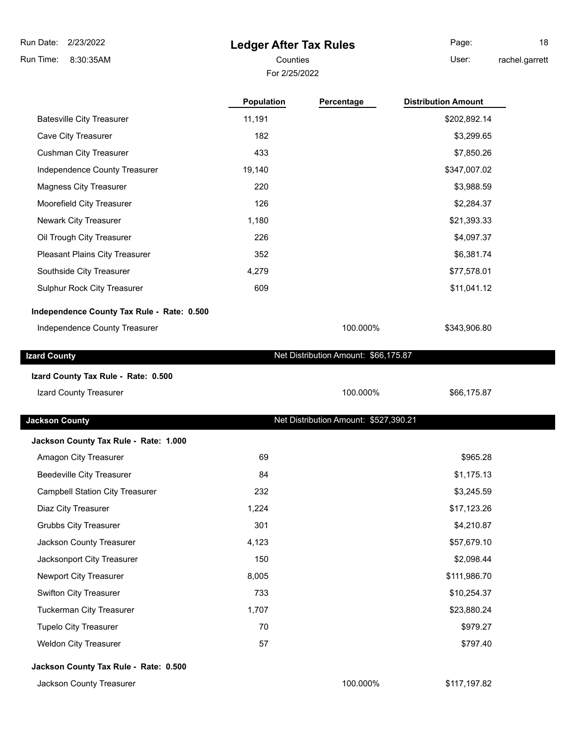# Ledger After Tax Rules

Counties

For 2/25/2022

| | Population | Percentage | Distribution Amount |
|---|---|---|---|
| Batesville City Treasurer | 11,191 | | $202,892.14 |
| Cave City Treasurer | 182 | | $3,299.65 |
| Cushman City Treasurer | 433 | | $7,850.26 |
| Independence County Treasurer | 19,140 | | $347,007.02 |
| Magness City Treasurer | 220 | | $3,988.59 |
| Moorefield City Treasurer | 126 | | $2,284.37 |
| Newark City Treasurer | 1,180 | | $21,393.33 |
| Oil Trough City Treasurer | 226 | | $4,097.37 |
| Pleasant Plains City Treasurer | 352 | | $6,381.74 |
| Southside City Treasurer | 4,279 | | $77,578.01 |
| Sulphur Rock City Treasurer | 609 | | $11,041.12 |
| **Independence County Tax Rule - Rate: 0.500** | | | |
| Independence County Treasurer | | 100.000% | $343,906.80 |
| **Izard County** | | Net Distribution Amount: $66,175.87 | |
| **Izard County Tax Rule - Rate: 0.500** | | | |
| Izard County Treasurer | | 100.000% | $66,175.87 |
| **Jackson County** | | Net Distribution Amount: $527,390.21 | |
| **Jackson County Tax Rule - Rate: 1.000** | | | |
| Amagon City Treasurer | 69 | | $965.28 |
| Beedeville City Treasurer | 84 | | $1,175.13 |
| Campbell Station City Treasurer | 232 | | $3,245.59 |
| Diaz City Treasurer | 1,224 | | $17,123.26 |
| Grubbs City Treasurer | 301 | | $4,210.87 |
| Jackson County Treasurer | 4,123 | | $57,679.10 |
| Jacksonport City Treasurer | 150 | | $2,098.44 |
| Newport City Treasurer | 8,005 | | $111,986.70 |
| Swifton City Treasurer | 733 | | $10,254.37 |
| Tuckerman City Treasurer | 1,707 | | $23,880.24 |
| Tupelo City Treasurer | 70 | | $979.27 |
| Weldon City Treasurer | 57 | | $797.40 |
| **Jackson County Tax Rule - Rate: 0.500** | | | |
| Jackson County Treasurer | | 100.000% | $117,197.82 |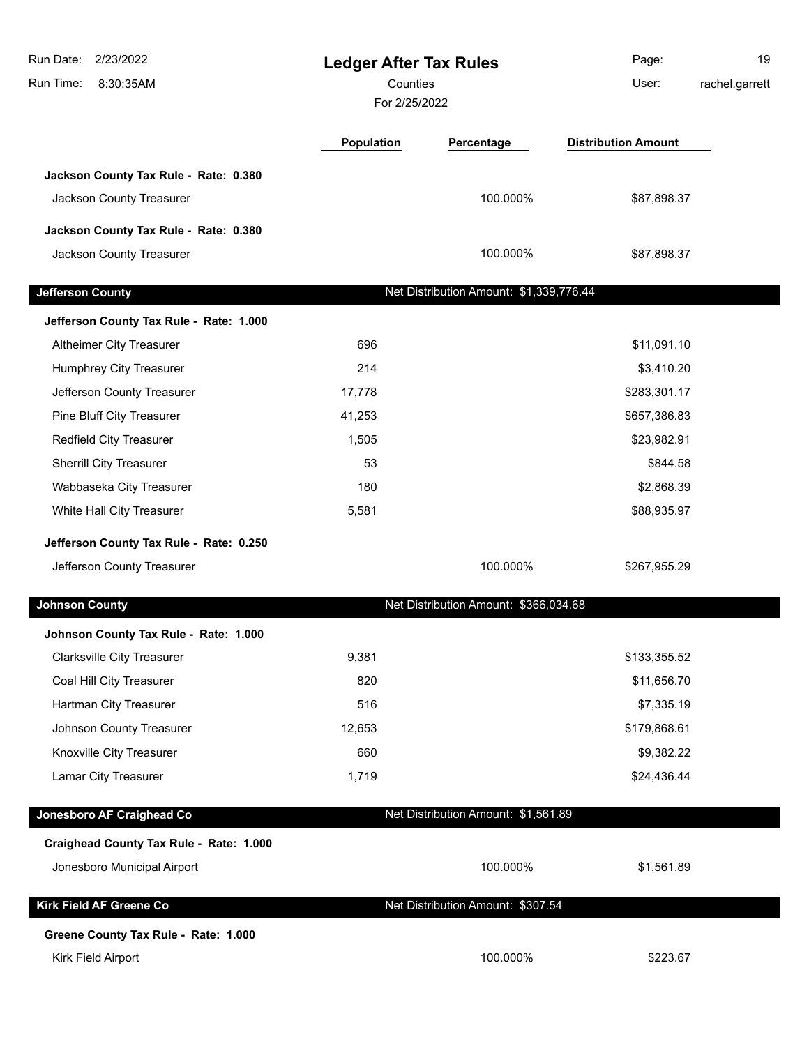# Ledger After Tax Rules

Counties

For 2/25/2022

Run Date: 2/23/2022
Run Time: 8:30:35AM
User: rachel.garrett

| | Population | Percentage | Distribution Amount |
|---|---|---|---|
| **Jackson County Tax Rule - Rate: 0.380** | | | |
| Jackson County Treasurer | | 100.000% | $87,898.37 |
| **Jackson County Tax Rule - Rate: 0.380** | | | |
| Jackson County Treasurer | | 100.000% | $87,898.37 |
| **Jefferson County** | | Net Distribution Amount: $1,339,776.44 | |
| **Jefferson County Tax Rule - Rate: 1.000** | | | |
| Altheimer City Treasurer | 696 | | $11,091.10 |
| Humphrey City Treasurer | 214 | | $3,410.20 |
| Jefferson County Treasurer | 17,778 | | $283,301.17 |
| Pine Bluff City Treasurer | 41,253 | | $657,386.83 |
| Redfield City Treasurer | 1,505 | | $23,982.91 |
| Sherrill City Treasurer | 53 | | $844.58 |
| Wabbaseka City Treasurer | 180 | | $2,868.39 |
| White Hall City Treasurer | 5,581 | | $88,935.97 |
| **Jefferson County Tax Rule - Rate: 0.250** | | | |
| Jefferson County Treasurer | | 100.000% | $267,955.29 |
| **Johnson County** | | Net Distribution Amount: $366,034.68 | |
| **Johnson County Tax Rule - Rate: 1.000** | | | |
| Clarksville City Treasurer | 9,381 | | $133,355.52 |
| Coal Hill City Treasurer | 820 | | $11,656.70 |
| Hartman City Treasurer | 516 | | $7,335.19 |
| Johnson County Treasurer | 12,653 | | $179,868.61 |
| Knoxville City Treasurer | 660 | | $9,382.22 |
| Lamar City Treasurer | 1,719 | | $24,436.44 |
| **Jonesboro AF Craighead Co** | | Net Distribution Amount: $1,561.89 | |
| **Craighead County Tax Rule - Rate: 1.000** | | | |
| Jonesboro Municipal Airport | | 100.000% | $1,561.89 |
| **Kirk Field AF Greene Co** | | Net Distribution Amount: $307.54 | |
| **Greene County Tax Rule - Rate: 1.000** | | | |
| Kirk Field Airport | | 100.000% | $223.67 |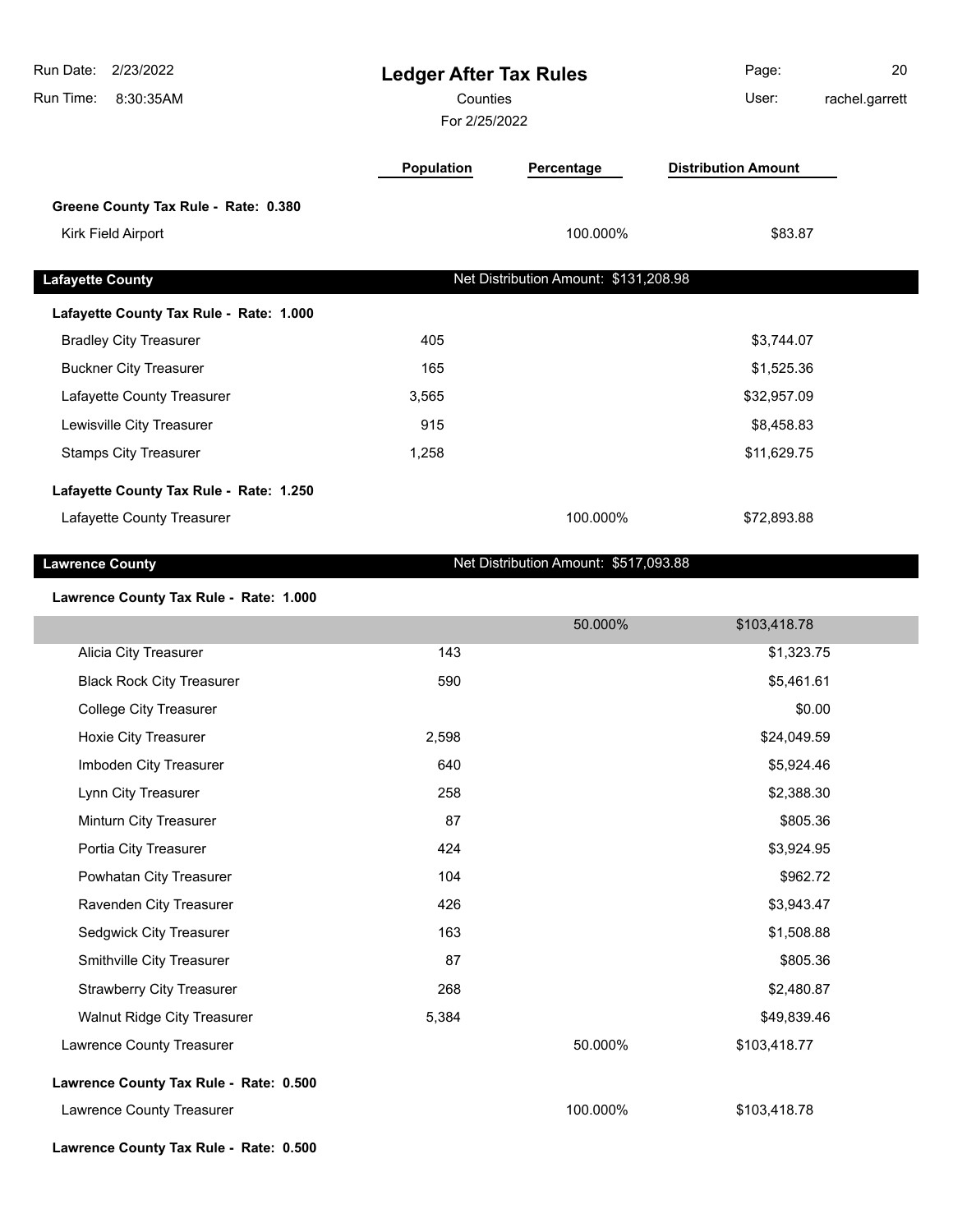# Ledger After Tax Rules

Counties

For 2/25/2022

Run Date: 2/23/2022
Run Time: 8:30:35AM
User: rachel.garrett

| | Population | Percentage | Distribution Amount |
|---|---|---|---|
| **Greene County Tax Rule - Rate: 0.380** | | | |
| Kirk Field Airport | | 100.000% | $83.87 |
| **Lafayette County** | | Net Distribution Amount: $131,208.98 | |
| **Lafayette County Tax Rule - Rate: 1.000** | | | |
| Bradley City Treasurer | 405 | | $3,744.07 |
| Buckner City Treasurer | 165 | | $1,525.36 |
| Lafayette County Treasurer | 3,565 | | $32,957.09 |
| Lewisville City Treasurer | 915 | | $8,458.83 |
| Stamps City Treasurer | 1,258 | | $11,629.75 |
| **Lafayette County Tax Rule - Rate: 1.250** | | | |
| Lafayette County Treasurer | | 100.000% | $72,893.88 |
| **Lawrence County** | | Net Distribution Amount: $517,093.88 | |
| **Lawrence County Tax Rule - Rate: 1.000** | | | |
| | | 50.000% | $103,418.78 |
| Alicia City Treasurer | 143 | | $1,323.75 |
| Black Rock City Treasurer | 590 | | $5,461.61 |
| College City Treasurer | | | $0.00 |
| Hoxie City Treasurer | 2,598 | | $24,049.59 |
| Imboden City Treasurer | 640 | | $5,924.46 |
| Lynn City Treasurer | 258 | | $2,388.30 |
| Minturn City Treasurer | 87 | | $805.36 |
| Portia City Treasurer | 424 | | $3,924.95 |
| Powhatan City Treasurer | 104 | | $962.72 |
| Ravenden City Treasurer | 426 | | $3,943.47 |
| Sedgwick City Treasurer | 163 | | $1,508.88 |
| Smithville City Treasurer | 87 | | $805.36 |
| Strawberry City Treasurer | 268 | | $2,480.87 |
| Walnut Ridge City Treasurer | 5,384 | | $49,839.46 |
| Lawrence County Treasurer | | 50.000% | $103,418.77 |
| **Lawrence County Tax Rule - Rate: 0.500** | | | |
| Lawrence County Treasurer | | 100.000% | $103,418.78 |
| **Lawrence County Tax Rule - Rate: 0.500** | | | |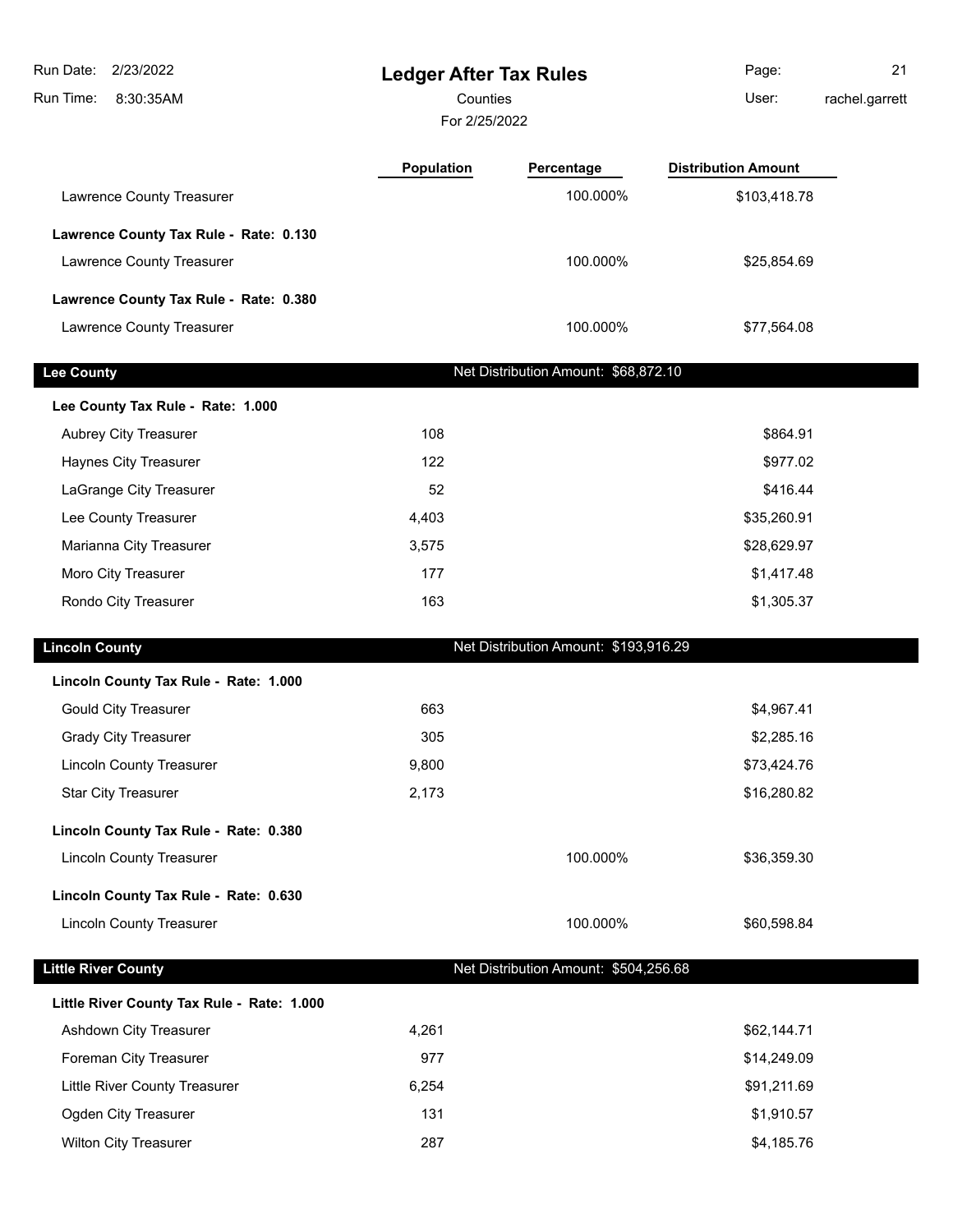# Ledger After Tax Rules

Counties

For 2/25/2022

| | Population | Percentage | Distribution Amount |
|---|---|---|---|
| Lawrence County Treasurer | | 100.000% | $103,418.78 |
| **Lawrence County Tax Rule - Rate: 0.130** | | | |
| Lawrence County Treasurer | | 100.000% | $25,854.69 |
| **Lawrence County Tax Rule - Rate: 0.380** | | | |
| Lawrence County Treasurer | | 100.000% | $77,564.08 |

## Lee County

Net Distribution Amount: $68,872.10

| | Population | Percentage | Distribution Amount |
|---|---|---|---|
| **Lee County Tax Rule - Rate: 1.000** | | | |
| Aubrey City Treasurer | 108 | | $864.91 |
| Haynes City Treasurer | 122 | | $977.02 |
| LaGrange City Treasurer | 52 | | $416.44 |
| Lee County Treasurer | 4,403 | | $35,260.91 |
| Marianna City Treasurer | 3,575 | | $28,629.97 |
| Moro City Treasurer | 177 | | $1,417.48 |
| Rondo City Treasurer | 163 | | $1,305.37 |

## Lincoln County

Net Distribution Amount: $193,916.29

| | Population | Percentage | Distribution Amount |
|---|---|---|---|
| **Lincoln County Tax Rule - Rate: 1.000** | | | |
| Gould City Treasurer | 663 | | $4,967.41 |
| Grady City Treasurer | 305 | | $2,285.16 |
| Lincoln County Treasurer | 9,800 | | $73,424.76 |
| Star City Treasurer | 2,173 | | $16,280.82 |
| **Lincoln County Tax Rule - Rate: 0.380** | | | |
| Lincoln County Treasurer | | 100.000% | $36,359.30 |
| **Lincoln County Tax Rule - Rate: 0.630** | | | |
| Lincoln County Treasurer | | 100.000% | $60,598.84 |

## Little River County

Net Distribution Amount: $504,256.68

| | Population | Percentage | Distribution Amount |
|---|---|---|---|
| **Little River County Tax Rule - Rate: 1.000** | | | |
| Ashdown City Treasurer | 4,261 | | $62,144.71 |
| Foreman City Treasurer | 977 | | $14,249.09 |
| Little River County Treasurer | 6,254 | | $91,211.69 |
| Ogden City Treasurer | 131 | | $1,910.57 |
| Wilton City Treasurer | 287 | | $4,185.76 |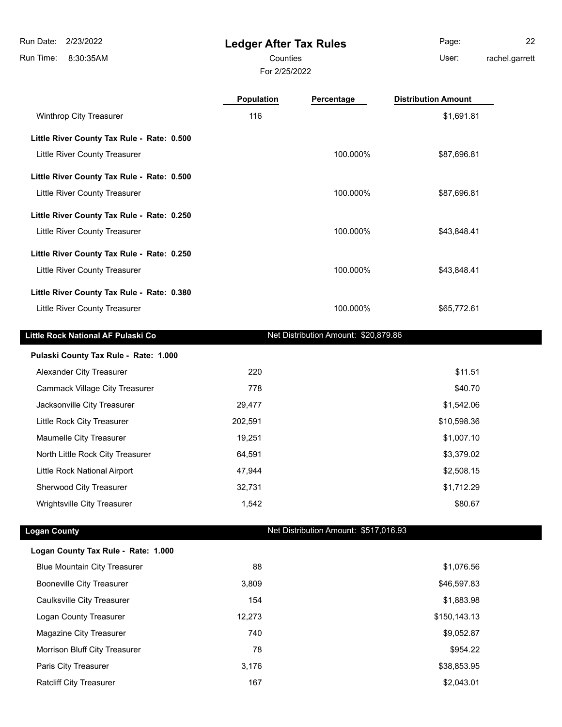# Ledger After Tax Rules

Counties

For 2/25/2022

| | Population | Percentage | Distribution Amount |
|---|---|---|---|
| Winthrop City Treasurer | 116 | | $1,691.81 |
| **Little River County Tax Rule - Rate: 0.500** | | | |
| Little River County Treasurer | | 100.000% | $87,696.81 |
| **Little River County Tax Rule - Rate: 0.500** | | | |
| Little River County Treasurer | | 100.000% | $87,696.81 |
| **Little River County Tax Rule - Rate: 0.250** | | | |
| Little River County Treasurer | | 100.000% | $43,848.41 |
| **Little River County Tax Rule - Rate: 0.250** | | | |
| Little River County Treasurer | | 100.000% | $43,848.41 |
| **Little River County Tax Rule - Rate: 0.380** | | | |
| Little River County Treasurer | | 100.000% | $65,772.61 |

## Little Rock National AF Pulaski Co — Net Distribution Amount: $20,879.86

| | Population | Percentage | Distribution Amount |
|---|---|---|---|
| **Pulaski County Tax Rule - Rate: 1.000** | | | |
| Alexander City Treasurer | 220 | | $11.51 |
| Cammack Village City Treasurer | 778 | | $40.70 |
| Jacksonville City Treasurer | 29,477 | | $1,542.06 |
| Little Rock City Treasurer | 202,591 | | $10,598.36 |
| Maumelle City Treasurer | 19,251 | | $1,007.10 |
| North Little Rock City Treasurer | 64,591 | | $3,379.02 |
| Little Rock National Airport | 47,944 | | $2,508.15 |
| Sherwood City Treasurer | 32,731 | | $1,712.29 |
| Wrightsville City Treasurer | 1,542 | | $80.67 |

## Logan County — Net Distribution Amount: $517,016.93

| | Population | Percentage | Distribution Amount |
|---|---|---|---|
| **Logan County Tax Rule - Rate: 1.000** | | | |
| Blue Mountain City Treasurer | 88 | | $1,076.56 |
| Booneville City Treasurer | 3,809 | | $46,597.83 |
| Caulksville City Treasurer | 154 | | $1,883.98 |
| Logan County Treasurer | 12,273 | | $150,143.13 |
| Magazine City Treasurer | 740 | | $9,052.87 |
| Morrison Bluff City Treasurer | 78 | | $954.22 |
| Paris City Treasurer | 3,176 | | $38,853.95 |
| Ratcliff City Treasurer | 167 | | $2,043.01 |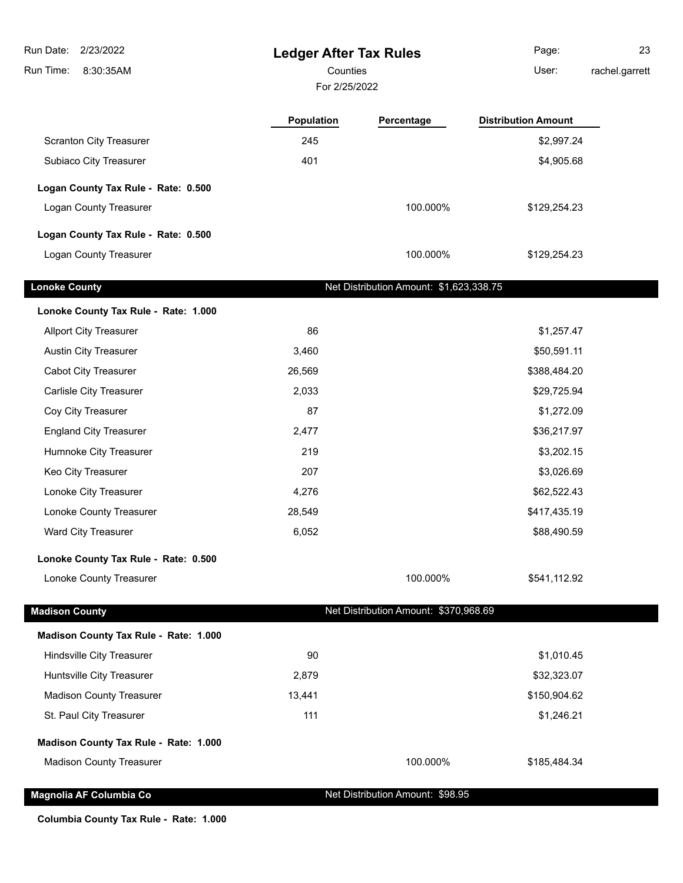# Ledger After Tax Rules

Counties

For 2/25/2022

| | Population | Percentage | Distribution Amount |
|---|---|---|---|
| Scranton City Treasurer | 245 | | $2,997.24 |
| Subiaco City Treasurer | 401 | | $4,905.68 |
| **Logan County Tax Rule - Rate: 0.500** | | | |
| Logan County Treasurer | | 100.000% | $129,254.23 |
| **Logan County Tax Rule - Rate: 0.500** | | | |
| Logan County Treasurer | | 100.000% | $129,254.23 |

## Lonoke County

Net Distribution Amount: $1,623,338.75

| | Population | Percentage | Distribution Amount |
|---|---|---|---|
| **Lonoke County Tax Rule - Rate: 1.000** | | | |
| Allport City Treasurer | 86 | | $1,257.47 |
| Austin City Treasurer | 3,460 | | $50,591.11 |
| Cabot City Treasurer | 26,569 | | $388,484.20 |
| Carlisle City Treasurer | 2,033 | | $29,725.94 |
| Coy City Treasurer | 87 | | $1,272.09 |
| England City Treasurer | 2,477 | | $36,217.97 |
| Humnoke City Treasurer | 219 | | $3,202.15 |
| Keo City Treasurer | 207 | | $3,026.69 |
| Lonoke City Treasurer | 4,276 | | $62,522.43 |
| Lonoke County Treasurer | 28,549 | | $417,435.19 |
| Ward City Treasurer | 6,052 | | $88,490.59 |
| **Lonoke County Tax Rule - Rate: 0.500** | | | |
| Lonoke County Treasurer | | 100.000% | $541,112.92 |

## Madison County

Net Distribution Amount: $370,968.69

| | Population | Percentage | Distribution Amount |
|---|---|---|---|
| **Madison County Tax Rule - Rate: 1.000** | | | |
| Hindsville City Treasurer | 90 | | $1,010.45 |
| Huntsville City Treasurer | 2,879 | | $32,323.07 |
| Madison County Treasurer | 13,441 | | $150,904.62 |
| St. Paul City Treasurer | 111 | | $1,246.21 |
| **Madison County Tax Rule - Rate: 1.000** | | | |
| Madison County Treasurer | | 100.000% | $185,484.34 |

## Magnolia AF Columbia Co

Net Distribution Amount: $98.95

**Columbia County Tax Rule - Rate: 1.000**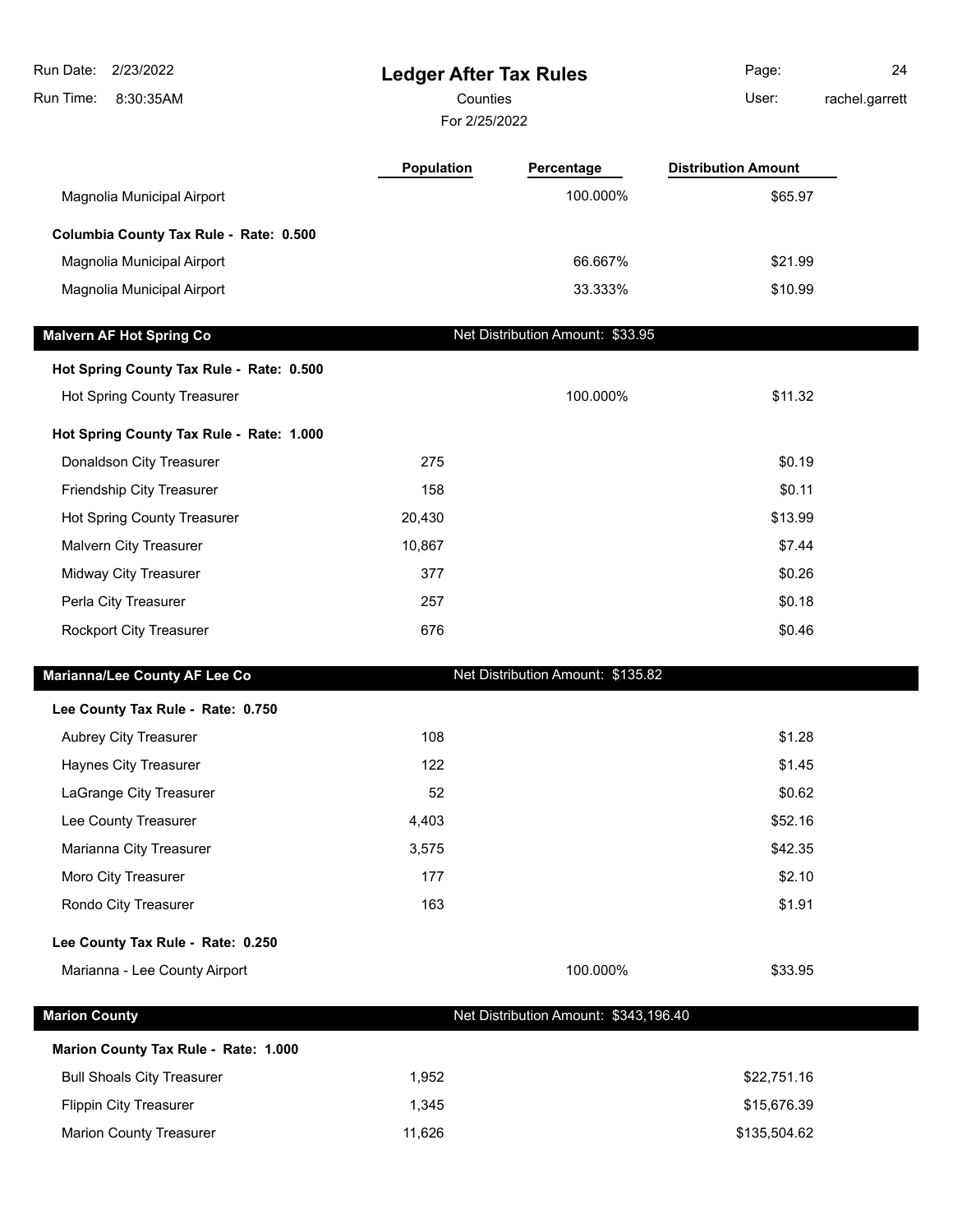## Ledger After Tax Rules

Counties

For 2/25/2022

| | Population | Percentage | Distribution Amount |
|---|---|---|---|
| Magnolia Municipal Airport | | 100.000% | $65.97 |
| **Columbia County Tax Rule - Rate: 0.500** | | | |
| Magnolia Municipal Airport | | 66.667% | $21.99 |
| Magnolia Municipal Airport | | 33.333% | $10.99 |

### Malvern AF Hot Spring Co — Net Distribution Amount: $33.95

| | Population | Percentage | Distribution Amount |
|---|---|---|---|
| **Hot Spring County Tax Rule - Rate: 0.500** | | | |
| Hot Spring County Treasurer | | 100.000% | $11.32 |
| **Hot Spring County Tax Rule - Rate: 1.000** | | | |
| Donaldson City Treasurer | 275 | | $0.19 |
| Friendship City Treasurer | 158 | | $0.11 |
| Hot Spring County Treasurer | 20,430 | | $13.99 |
| Malvern City Treasurer | 10,867 | | $7.44 |
| Midway City Treasurer | 377 | | $0.26 |
| Perla City Treasurer | 257 | | $0.18 |
| Rockport City Treasurer | 676 | | $0.46 |

### Marianna/Lee County AF Lee Co — Net Distribution Amount: $135.82

| | Population | Percentage | Distribution Amount |
|---|---|---|---|
| **Lee County Tax Rule - Rate: 0.750** | | | |
| Aubrey City Treasurer | 108 | | $1.28 |
| Haynes City Treasurer | 122 | | $1.45 |
| LaGrange City Treasurer | 52 | | $0.62 |
| Lee County Treasurer | 4,403 | | $52.16 |
| Marianna City Treasurer | 3,575 | | $42.35 |
| Moro City Treasurer | 177 | | $2.10 |
| Rondo City Treasurer | 163 | | $1.91 |
| **Lee County Tax Rule - Rate: 0.250** | | | |
| Marianna - Lee County Airport | | 100.000% | $33.95 |

### Marion County — Net Distribution Amount: $343,196.40

| | Population | Percentage | Distribution Amount |
|---|---|---|---|
| **Marion County Tax Rule - Rate: 1.000** | | | |
| Bull Shoals City Treasurer | 1,952 | | $22,751.16 |
| Flippin City Treasurer | 1,345 | | $15,676.39 |
| Marion County Treasurer | 11,626 | | $135,504.62 |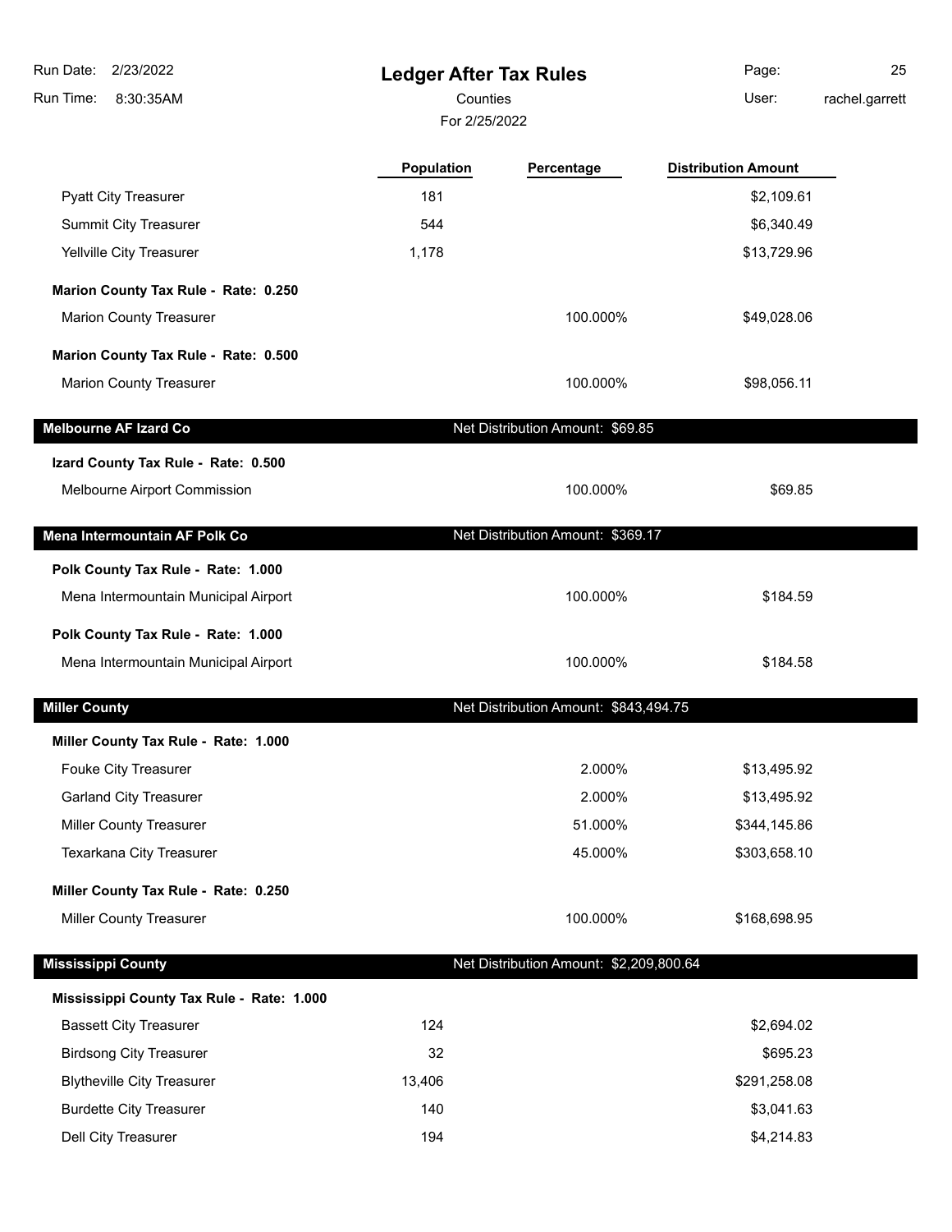# Ledger After Tax Rules

Counties

For 2/25/2022

Run Date: 2/23/2022
Run Time: 8:30:35AM
User: rachel.garrett

| | Population | Percentage | Distribution Amount |
|---|---|---|---|
| Pyatt City Treasurer | 181 | | $2,109.61 |
| Summit City Treasurer | 544 | | $6,340.49 |
| Yellville City Treasurer | 1,178 | | $13,729.96 |
| **Marion County Tax Rule - Rate: 0.250** | | | |
| Marion County Treasurer | | 100.000% | $49,028.06 |
| **Marion County Tax Rule - Rate: 0.500** | | | |
| Marion County Treasurer | | 100.000% | $98,056.11 |

**Melbourne AF Izard Co** — Net Distribution Amount: $69.85

| | Population | Percentage | Distribution Amount |
|---|---|---|---|
| **Izard County Tax Rule - Rate: 0.500** | | | |
| Melbourne Airport Commission | | 100.000% | $69.85 |

**Mena Intermountain AF Polk Co** — Net Distribution Amount: $369.17

| | Population | Percentage | Distribution Amount |
|---|---|---|---|
| **Polk County Tax Rule - Rate: 1.000** | | | |
| Mena Intermountain Municipal Airport | | 100.000% | $184.59 |
| **Polk County Tax Rule - Rate: 1.000** | | | |
| Mena Intermountain Municipal Airport | | 100.000% | $184.58 |

**Miller County** — Net Distribution Amount: $843,494.75

| | Population | Percentage | Distribution Amount |
|---|---|---|---|
| **Miller County Tax Rule - Rate: 1.000** | | | |
| Fouke City Treasurer | | 2.000% | $13,495.92 |
| Garland City Treasurer | | 2.000% | $13,495.92 |
| Miller County Treasurer | | 51.000% | $344,145.86 |
| Texarkana City Treasurer | | 45.000% | $303,658.10 |
| **Miller County Tax Rule - Rate: 0.250** | | | |
| Miller County Treasurer | | 100.000% | $168,698.95 |

**Mississippi County** — Net Distribution Amount: $2,209,800.64

| | Population | Percentage | Distribution Amount |
|---|---|---|---|
| **Mississippi County Tax Rule - Rate: 1.000** | | | |
| Bassett City Treasurer | 124 | | $2,694.02 |
| Birdsong City Treasurer | 32 | | $695.23 |
| Blytheville City Treasurer | 13,406 | | $291,258.08 |
| Burdette City Treasurer | 140 | | $3,041.63 |
| Dell City Treasurer | 194 | | $4,214.83 |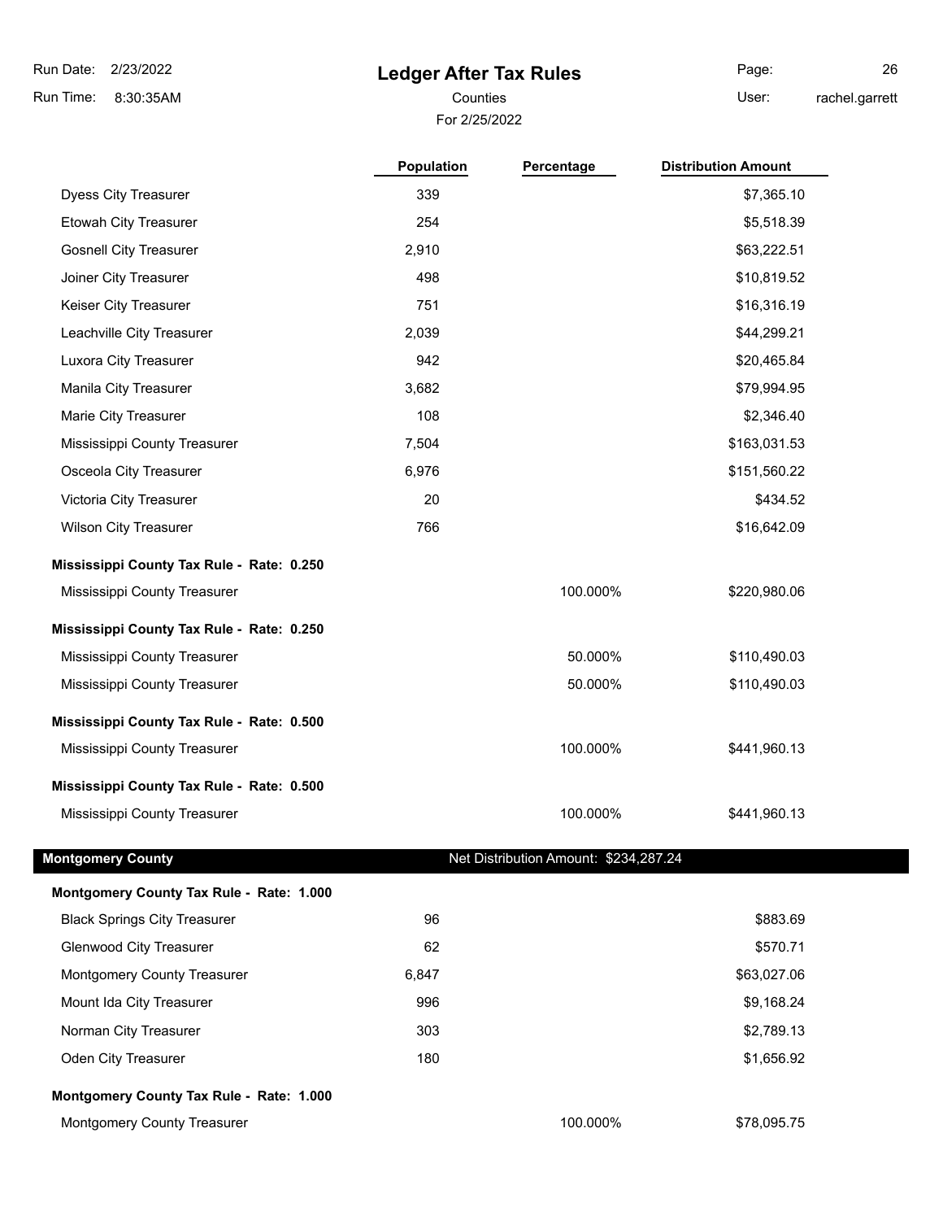# Ledger After Tax Rules

Counties

For 2/25/2022

| | Population | Percentage | Distribution Amount |
|---|---|---|---|
| Dyess City Treasurer | 339 | | $7,365.10 |
| Etowah City Treasurer | 254 | | $5,518.39 |
| Gosnell City Treasurer | 2,910 | | $63,222.51 |
| Joiner City Treasurer | 498 | | $10,819.52 |
| Keiser City Treasurer | 751 | | $16,316.19 |
| Leachville City Treasurer | 2,039 | | $44,299.21 |
| Luxora City Treasurer | 942 | | $20,465.84 |
| Manila City Treasurer | 3,682 | | $79,994.95 |
| Marie City Treasurer | 108 | | $2,346.40 |
| Mississippi County Treasurer | 7,504 | | $163,031.53 |
| Osceola City Treasurer | 6,976 | | $151,560.22 |
| Victoria City Treasurer | 20 | | $434.52 |
| Wilson City Treasurer | 766 | | $16,642.09 |
| **Mississippi County Tax Rule - Rate: 0.250** | | | |
| Mississippi County Treasurer | | 100.000% | $220,980.06 |
| **Mississippi County Tax Rule - Rate: 0.250** | | | |
| Mississippi County Treasurer | | 50.000% | $110,490.03 |
| Mississippi County Treasurer | | 50.000% | $110,490.03 |
| **Mississippi County Tax Rule - Rate: 0.500** | | | |
| Mississippi County Treasurer | | 100.000% | $441,960.13 |
| **Mississippi County Tax Rule - Rate: 0.500** | | | |
| Mississippi County Treasurer | | 100.000% | $441,960.13 |

## Montgomery County

Net Distribution Amount: $234,287.24

| | Population | Percentage | Distribution Amount |
|---|---|---|---|
| **Montgomery County Tax Rule - Rate: 1.000** | | | |
| Black Springs City Treasurer | 96 | | $883.69 |
| Glenwood City Treasurer | 62 | | $570.71 |
| Montgomery County Treasurer | 6,847 | | $63,027.06 |
| Mount Ida City Treasurer | 996 | | $9,168.24 |
| Norman City Treasurer | 303 | | $2,789.13 |
| Oden City Treasurer | 180 | | $1,656.92 |
| **Montgomery County Tax Rule - Rate: 1.000** | | | |
| Montgomery County Treasurer | | 100.000% | $78,095.75 |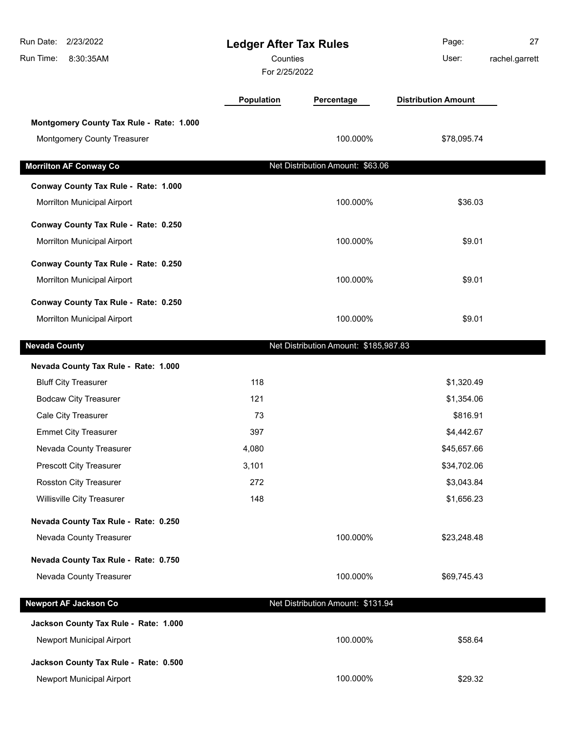# Ledger After Tax Rules

Counties

For 2/25/2022

Run Date: 2/23/2022
Run Time: 8:30:35AM
User: rachel.garrett

| | Population | Percentage | Distribution Amount |
|---|---|---|---|
| **Montgomery County Tax Rule - Rate: 1.000** | | | |
| Montgomery County Treasurer | | 100.000% | $78,095.74 |
| **Morrilton AF Conway Co** | | Net Distribution Amount: $63.06 | |
| **Conway County Tax Rule - Rate: 1.000** | | | |
| Morrilton Municipal Airport | | 100.000% | $36.03 |
| **Conway County Tax Rule - Rate: 0.250** | | | |
| Morrilton Municipal Airport | | 100.000% | $9.01 |
| **Conway County Tax Rule - Rate: 0.250** | | | |
| Morrilton Municipal Airport | | 100.000% | $9.01 |
| **Conway County Tax Rule - Rate: 0.250** | | | |
| Morrilton Municipal Airport | | 100.000% | $9.01 |
| **Nevada County** | | Net Distribution Amount: $185,987.83 | |
| **Nevada County Tax Rule - Rate: 1.000** | | | |
| Bluff City Treasurer | 118 | | $1,320.49 |
| Bodcaw City Treasurer | 121 | | $1,354.06 |
| Cale City Treasurer | 73 | | $816.91 |
| Emmet City Treasurer | 397 | | $4,442.67 |
| Nevada County Treasurer | 4,080 | | $45,657.66 |
| Prescott City Treasurer | 3,101 | | $34,702.06 |
| Rosston City Treasurer | 272 | | $3,043.84 |
| Willisville City Treasurer | 148 | | $1,656.23 |
| **Nevada County Tax Rule - Rate: 0.250** | | | |
| Nevada County Treasurer | | 100.000% | $23,248.48 |
| **Nevada County Tax Rule - Rate: 0.750** | | | |
| Nevada County Treasurer | | 100.000% | $69,745.43 |
| **Newport AF Jackson Co** | | Net Distribution Amount: $131.94 | |
| **Jackson County Tax Rule - Rate: 1.000** | | | |
| Newport Municipal Airport | | 100.000% | $58.64 |
| **Jackson County Tax Rule - Rate: 0.500** | | | |
| Newport Municipal Airport | | 100.000% | $29.32 |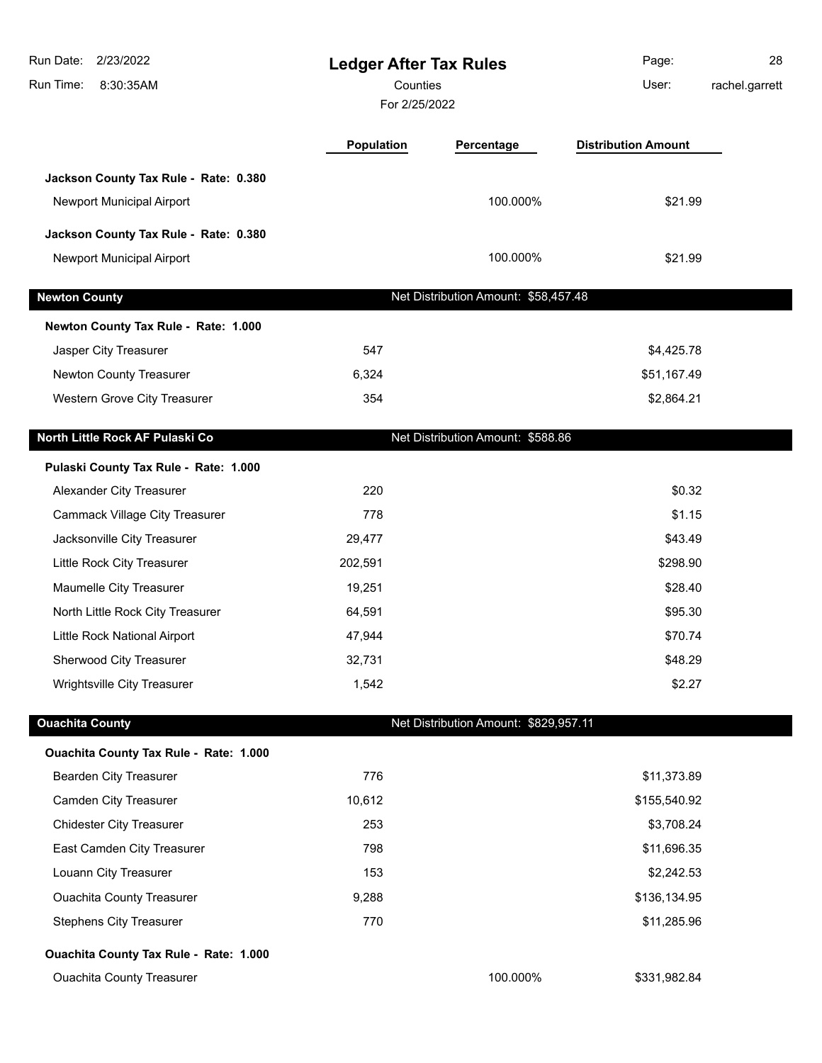# Ledger After Tax Rules

Counties

For 2/25/2022

| | Population | Percentage | Distribution Amount |
|---|---|---|---|
| **Jackson County Tax Rule - Rate: 0.380** | | | |
| Newport Municipal Airport | | 100.000% | $21.99 |
| **Jackson County Tax Rule - Rate: 0.380** | | | |
| Newport Municipal Airport | | 100.000% | $21.99 |

## Newton County

Net Distribution Amount: $58,457.48

| | Population | Percentage | Distribution Amount |
|---|---|---|---|
| **Newton County Tax Rule - Rate: 1.000** | | | |
| Jasper City Treasurer | 547 | | $4,425.78 |
| Newton County Treasurer | 6,324 | | $51,167.49 |
| Western Grove City Treasurer | 354 | | $2,864.21 |

## North Little Rock AF Pulaski Co

Net Distribution Amount: $588.86

| | Population | Percentage | Distribution Amount |
|---|---|---|---|
| **Pulaski County Tax Rule - Rate: 1.000** | | | |
| Alexander City Treasurer | 220 | | $0.32 |
| Cammack Village City Treasurer | 778 | | $1.15 |
| Jacksonville City Treasurer | 29,477 | | $43.49 |
| Little Rock City Treasurer | 202,591 | | $298.90 |
| Maumelle City Treasurer | 19,251 | | $28.40 |
| North Little Rock City Treasurer | 64,591 | | $95.30 |
| Little Rock National Airport | 47,944 | | $70.74 |
| Sherwood City Treasurer | 32,731 | | $48.29 |
| Wrightsville City Treasurer | 1,542 | | $2.27 |

## Ouachita County

Net Distribution Amount: $829,957.11

| | Population | Percentage | Distribution Amount |
|---|---|---|---|
| **Ouachita County Tax Rule - Rate: 1.000** | | | |
| Bearden City Treasurer | 776 | | $11,373.89 |
| Camden City Treasurer | 10,612 | | $155,540.92 |
| Chidester City Treasurer | 253 | | $3,708.24 |
| East Camden City Treasurer | 798 | | $11,696.35 |
| Louann City Treasurer | 153 | | $2,242.53 |
| Ouachita County Treasurer | 9,288 | | $136,134.95 |
| Stephens City Treasurer | 770 | | $11,285.96 |
| **Ouachita County Tax Rule - Rate: 1.000** | | | |
| Ouachita County Treasurer | | 100.000% | $331,982.84 |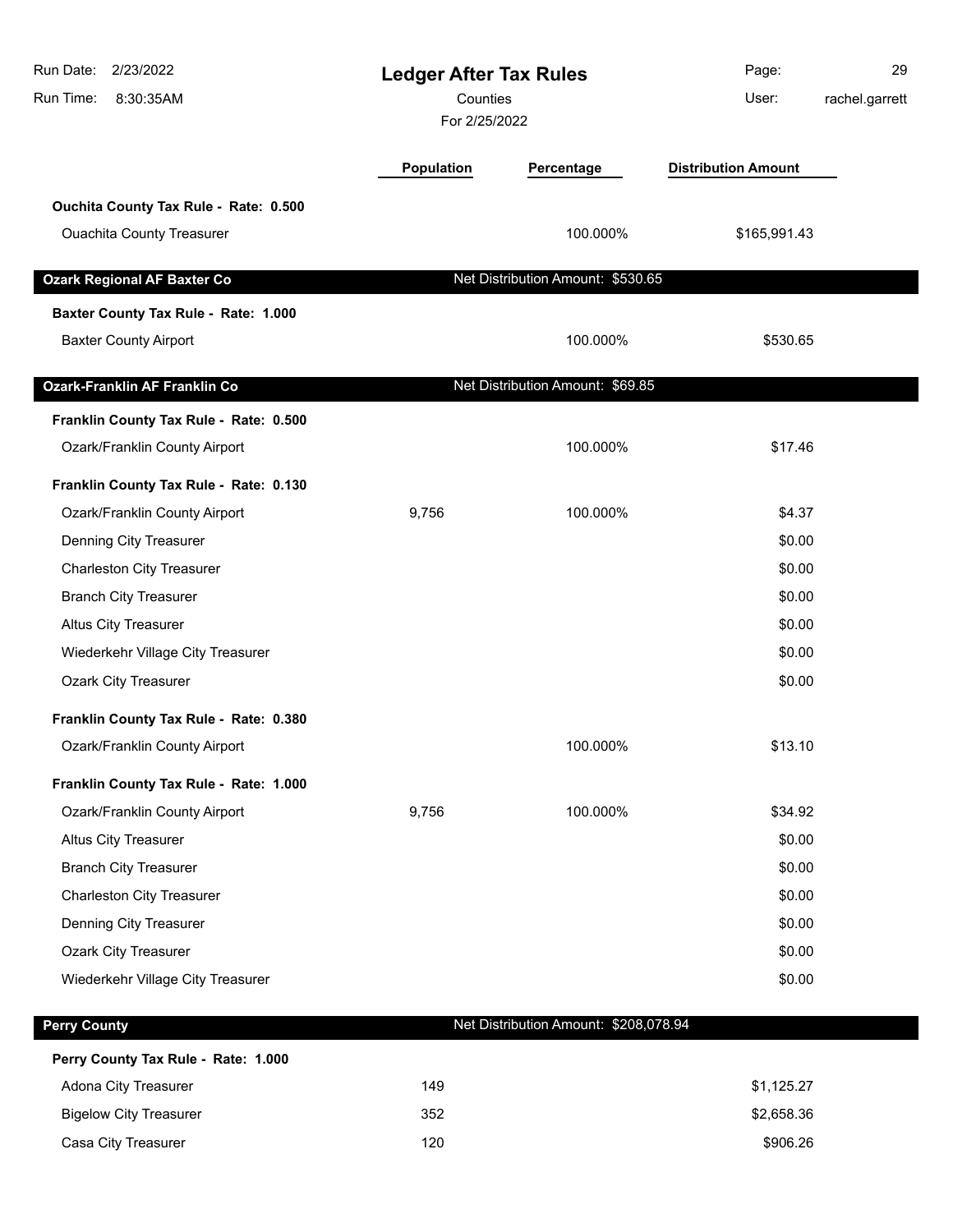# Ledger After Tax Rules

Counties

For 2/25/2022

| | Population | Percentage | Distribution Amount |
|---|---|---|---|
| **Ouchita County Tax Rule - Rate: 0.500** | | | |
| Ouachita County Treasurer | | 100.000% | $165,991.43 |
| **Ozark Regional AF Baxter Co** | | Net Distribution Amount: $530.65 | |
| **Baxter County Tax Rule - Rate: 1.000** | | | |
| Baxter County Airport | | 100.000% | $530.65 |
| **Ozark-Franklin AF Franklin Co** | | Net Distribution Amount: $69.85 | |
| **Franklin County Tax Rule - Rate: 0.500** | | | |
| Ozark/Franklin County Airport | | 100.000% | $17.46 |
| **Franklin County Tax Rule - Rate: 0.130** | | | |
| Ozark/Franklin County Airport | 9,756 | 100.000% | $4.37 |
| Denning City Treasurer | | | $0.00 |
| Charleston City Treasurer | | | $0.00 |
| Branch City Treasurer | | | $0.00 |
| Altus City Treasurer | | | $0.00 |
| Wiederkehr Village City Treasurer | | | $0.00 |
| Ozark City Treasurer | | | $0.00 |
| **Franklin County Tax Rule - Rate: 0.380** | | | |
| Ozark/Franklin County Airport | | 100.000% | $13.10 |
| **Franklin County Tax Rule - Rate: 1.000** | | | |
| Ozark/Franklin County Airport | 9,756 | 100.000% | $34.92 |
| Altus City Treasurer | | | $0.00 |
| Branch City Treasurer | | | $0.00 |
| Charleston City Treasurer | | | $0.00 |
| Denning City Treasurer | | | $0.00 |
| Ozark City Treasurer | | | $0.00 |
| Wiederkehr Village City Treasurer | | | $0.00 |
| **Perry County** | | Net Distribution Amount: $208,078.94 | |
| **Perry County Tax Rule - Rate: 1.000** | | | |
| Adona City Treasurer | 149 | | $1,125.27 |
| Bigelow City Treasurer | 352 | | $2,658.36 |
| Casa City Treasurer | 120 | | $906.26 |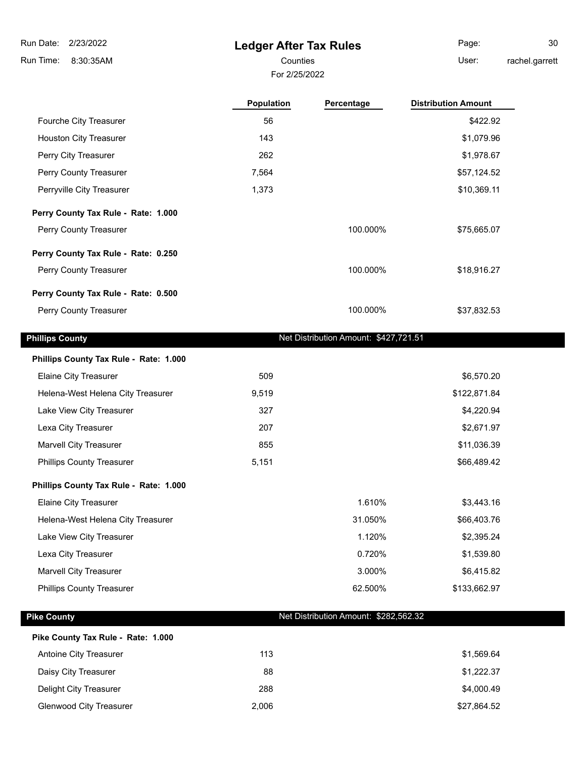# Ledger After Tax Rules

Counties

For 2/25/2022

| | Population | Percentage | Distribution Amount |
|---|---|---|---|
| Fourche City Treasurer | 56 | | $422.92 |
| Houston City Treasurer | 143 | | $1,079.96 |
| Perry City Treasurer | 262 | | $1,978.67 |
| Perry County Treasurer | 7,564 | | $57,124.52 |
| Perryville City Treasurer | 1,373 | | $10,369.11 |
| **Perry County Tax Rule - Rate: 1.000** | | | |
| Perry County Treasurer | | 100.000% | $75,665.07 |
| **Perry County Tax Rule - Rate: 0.250** | | | |
| Perry County Treasurer | | 100.000% | $18,916.27 |
| **Perry County Tax Rule - Rate: 0.500** | | | |
| Perry County Treasurer | | 100.000% | $37,832.53 |

## Phillips County

Net Distribution Amount: $427,721.51

| | Population | Percentage | Distribution Amount |
|---|---|---|---|
| **Phillips County Tax Rule - Rate: 1.000** | | | |
| Elaine City Treasurer | 509 | | $6,570.20 |
| Helena-West Helena City Treasurer | 9,519 | | $122,871.84 |
| Lake View City Treasurer | 327 | | $4,220.94 |
| Lexa City Treasurer | 207 | | $2,671.97 |
| Marvell City Treasurer | 855 | | $11,036.39 |
| Phillips County Treasurer | 5,151 | | $66,489.42 |
| **Phillips County Tax Rule - Rate: 1.000** | | | |
| Elaine City Treasurer | | 1.610% | $3,443.16 |
| Helena-West Helena City Treasurer | | 31.050% | $66,403.76 |
| Lake View City Treasurer | | 1.120% | $2,395.24 |
| Lexa City Treasurer | | 0.720% | $1,539.80 |
| Marvell City Treasurer | | 3.000% | $6,415.82 |
| Phillips County Treasurer | | 62.500% | $133,662.97 |

## Pike County

Net Distribution Amount: $282,562.32

| | Population | Percentage | Distribution Amount |
|---|---|---|---|
| **Pike County Tax Rule - Rate: 1.000** | | | |
| Antoine City Treasurer | 113 | | $1,569.64 |
| Daisy City Treasurer | 88 | | $1,222.37 |
| Delight City Treasurer | 288 | | $4,000.49 |
| Glenwood City Treasurer | 2,006 | | $27,864.52 |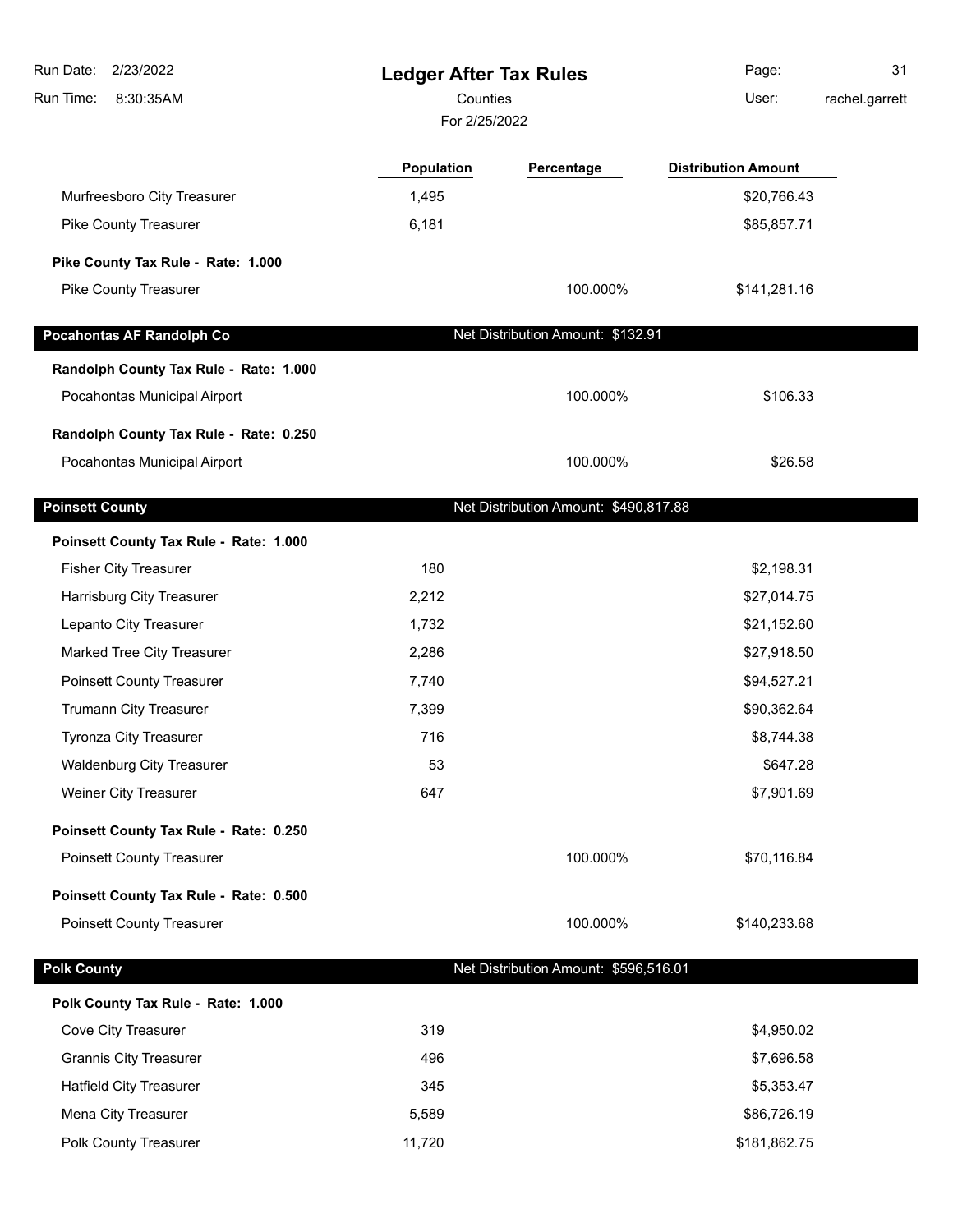# Ledger After Tax Rules

Counties

For 2/25/2022

| | Population | Percentage | Distribution Amount |
|---|---|---|---|
| Murfreesboro City Treasurer | 1,495 | | $20,766.43 |
| Pike County Treasurer | 6,181 | | $85,857.71 |
| **Pike County Tax Rule - Rate: 1.000** | | | |
| Pike County Treasurer | | 100.000% | $141,281.16 |
| **Pocahontas AF Randolph Co** | | **Net Distribution Amount: $132.91** | |
| **Randolph County Tax Rule - Rate: 1.000** | | | |
| Pocahontas Municipal Airport | | 100.000% | $106.33 |
| **Randolph County Tax Rule - Rate: 0.250** | | | |
| Pocahontas Municipal Airport | | 100.000% | $26.58 |
| **Poinsett County** | | **Net Distribution Amount: $490,817.88** | |
| **Poinsett County Tax Rule - Rate: 1.000** | | | |
| Fisher City Treasurer | 180 | | $2,198.31 |
| Harrisburg City Treasurer | 2,212 | | $27,014.75 |
| Lepanto City Treasurer | 1,732 | | $21,152.60 |
| Marked Tree City Treasurer | 2,286 | | $27,918.50 |
| Poinsett County Treasurer | 7,740 | | $94,527.21 |
| Trumann City Treasurer | 7,399 | | $90,362.64 |
| Tyronza City Treasurer | 716 | | $8,744.38 |
| Waldenburg City Treasurer | 53 | | $647.28 |
| Weiner City Treasurer | 647 | | $7,901.69 |
| **Poinsett County Tax Rule - Rate: 0.250** | | | |
| Poinsett County Treasurer | | 100.000% | $70,116.84 |
| **Poinsett County Tax Rule - Rate: 0.500** | | | |
| Poinsett County Treasurer | | 100.000% | $140,233.68 |
| **Polk County** | | **Net Distribution Amount: $596,516.01** | |
| **Polk County Tax Rule - Rate: 1.000** | | | |
| Cove City Treasurer | 319 | | $4,950.02 |
| Grannis City Treasurer | 496 | | $7,696.58 |
| Hatfield City Treasurer | 345 | | $5,353.47 |
| Mena City Treasurer | 5,589 | | $86,726.19 |
| Polk County Treasurer | 11,720 | | $181,862.75 |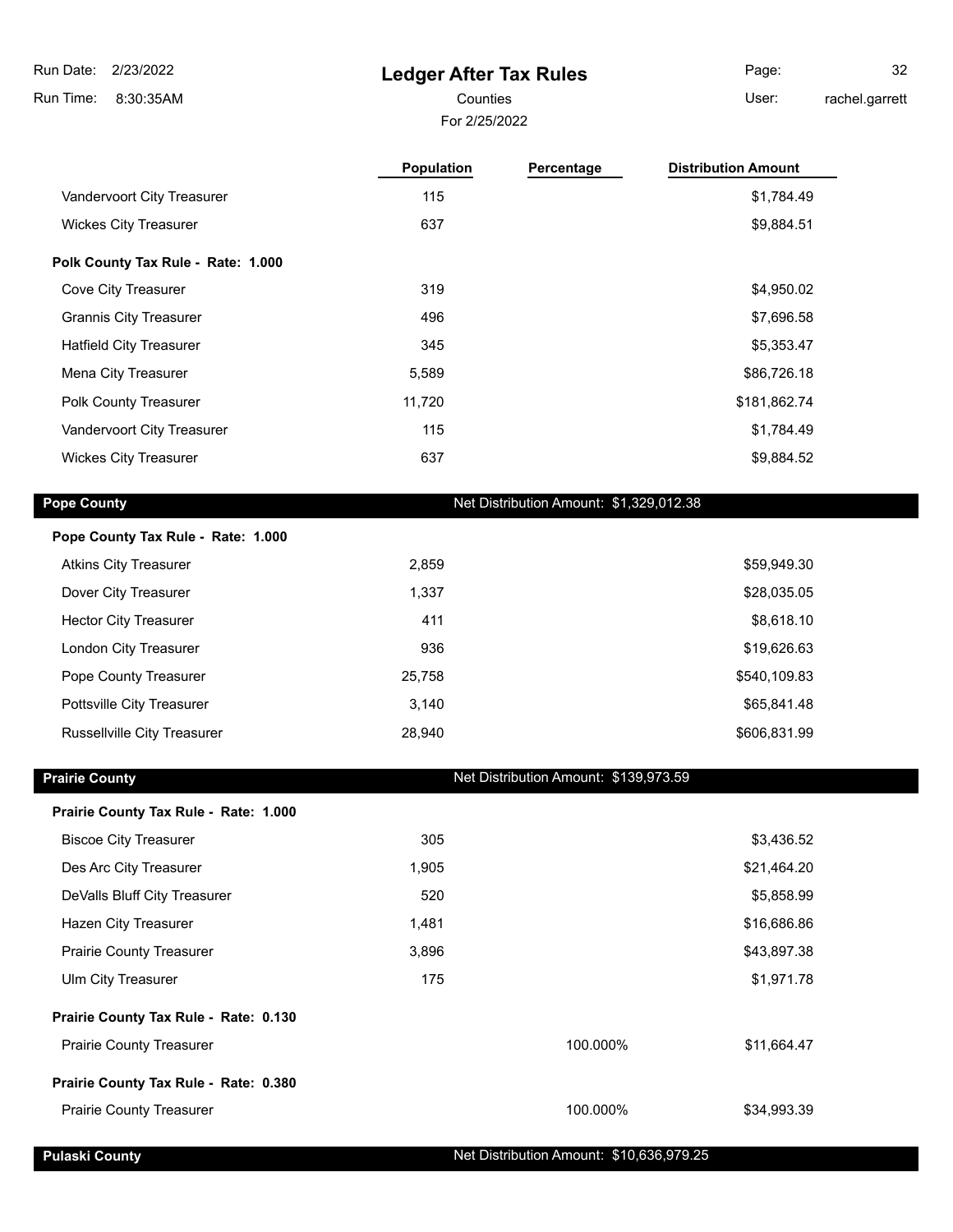# Ledger After Tax Rules

Counties

For 2/25/2022

| | Population | Percentage | Distribution Amount |
|---|---|---|---|
| Vandervoort City Treasurer | 115 | | $1,784.49 |
| Wickes City Treasurer | 637 | | $9,884.51 |
| **Polk County Tax Rule - Rate: 1.000** | | | |
| Cove City Treasurer | 319 | | $4,950.02 |
| Grannis City Treasurer | 496 | | $7,696.58 |
| Hatfield City Treasurer | 345 | | $5,353.47 |
| Mena City Treasurer | 5,589 | | $86,726.18 |
| Polk County Treasurer | 11,720 | | $181,862.74 |
| Vandervoort City Treasurer | 115 | | $1,784.49 |
| Wickes City Treasurer | 637 | | $9,884.52 |

## Pope County

Net Distribution Amount: $1,329,012.38

| | Population | Percentage | Distribution Amount |
|---|---|---|---|
| **Pope County Tax Rule - Rate: 1.000** | | | |
| Atkins City Treasurer | 2,859 | | $59,949.30 |
| Dover City Treasurer | 1,337 | | $28,035.05 |
| Hector City Treasurer | 411 | | $8,618.10 |
| London City Treasurer | 936 | | $19,626.63 |
| Pope County Treasurer | 25,758 | | $540,109.83 |
| Pottsville City Treasurer | 3,140 | | $65,841.48 |
| Russellville City Treasurer | 28,940 | | $606,831.99 |

## Prairie County

Net Distribution Amount: $139,973.59

| | Population | Percentage | Distribution Amount |
|---|---|---|---|
| **Prairie County Tax Rule - Rate: 1.000** | | | |
| Biscoe City Treasurer | 305 | | $3,436.52 |
| Des Arc City Treasurer | 1,905 | | $21,464.20 |
| DeValls Bluff City Treasurer | 520 | | $5,858.99 |
| Hazen City Treasurer | 1,481 | | $16,686.86 |
| Prairie County Treasurer | 3,896 | | $43,897.38 |
| Ulm City Treasurer | 175 | | $1,971.78 |
| **Prairie County Tax Rule - Rate: 0.130** | | | |
| Prairie County Treasurer | | 100.000% | $11,664.47 |
| **Prairie County Tax Rule - Rate: 0.380** | | | |
| Prairie County Treasurer | | 100.000% | $34,993.39 |

## Pulaski County

Net Distribution Amount: $10,636,979.25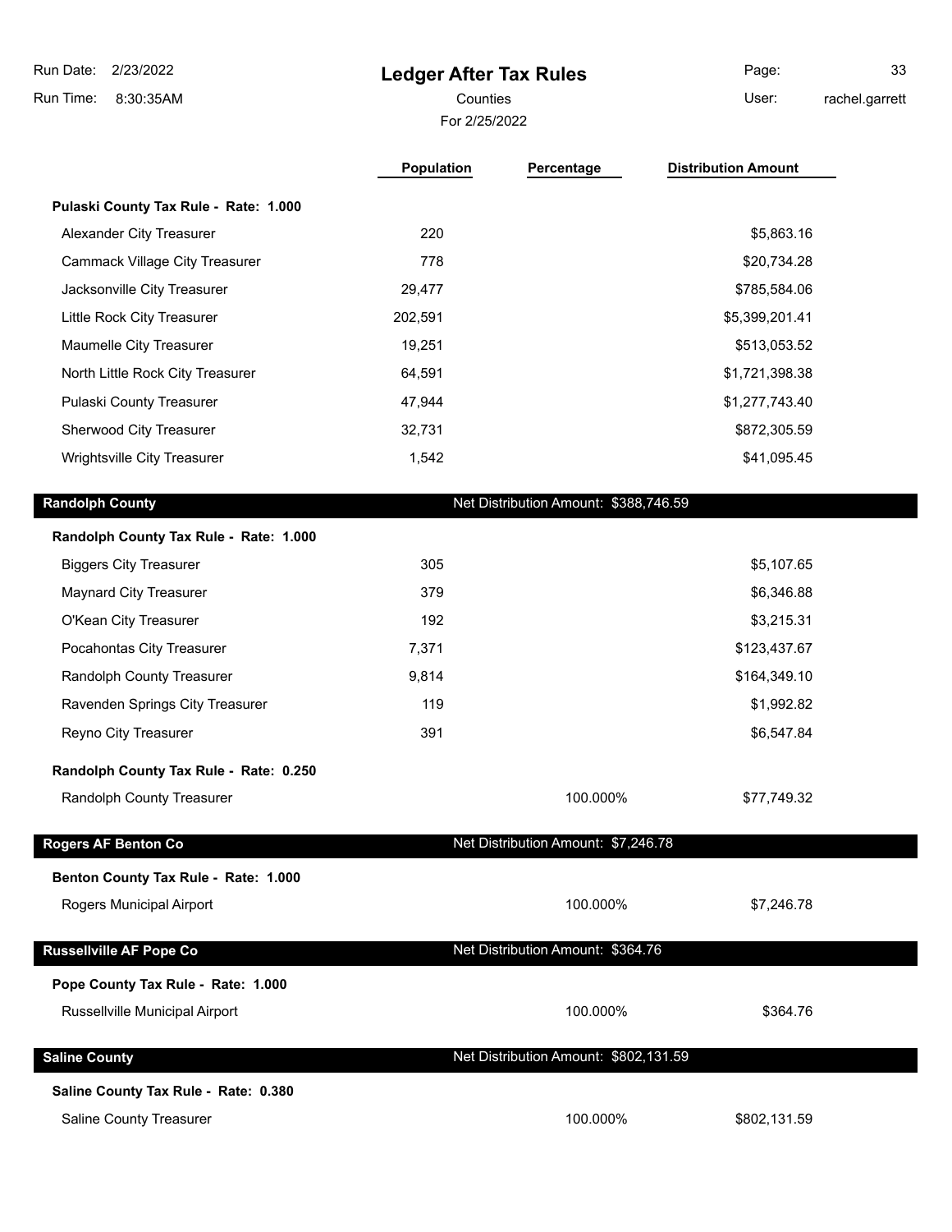# Ledger After Tax Rules

Run Date: 2/23/2022
Run Time: 8:30:35AM

Counties
For 2/25/2022

User: rachel.garrett

| | Population | Percentage | Distribution Amount |
|---|---|---|---|
| **Pulaski County Tax Rule - Rate: 1.000** | | | |
| Alexander City Treasurer | 220 | | $5,863.16 |
| Cammack Village City Treasurer | 778 | | $20,734.28 |
| Jacksonville City Treasurer | 29,477 | | $785,584.06 |
| Little Rock City Treasurer | 202,591 | | $5,399,201.41 |
| Maumelle City Treasurer | 19,251 | | $513,053.52 |
| North Little Rock City Treasurer | 64,591 | | $1,721,398.38 |
| Pulaski County Treasurer | 47,944 | | $1,277,743.40 |
| Sherwood City Treasurer | 32,731 | | $872,305.59 |
| Wrightsville City Treasurer | 1,542 | | $41,095.45 |
| **Randolph County** | | Net Distribution Amount: $388,746.59 | |
| **Randolph County Tax Rule - Rate: 1.000** | | | |
| Biggers City Treasurer | 305 | | $5,107.65 |
| Maynard City Treasurer | 379 | | $6,346.88 |
| O'Kean City Treasurer | 192 | | $3,215.31 |
| Pocahontas City Treasurer | 7,371 | | $123,437.67 |
| Randolph County Treasurer | 9,814 | | $164,349.10 |
| Ravenden Springs City Treasurer | 119 | | $1,992.82 |
| Reyno City Treasurer | 391 | | $6,547.84 |
| **Randolph County Tax Rule - Rate: 0.250** | | | |
| Randolph County Treasurer | | 100.000% | $77,749.32 |
| **Rogers AF Benton Co** | | Net Distribution Amount: $7,246.78 | |
| **Benton County Tax Rule - Rate: 1.000** | | | |
| Rogers Municipal Airport | | 100.000% | $7,246.78 |
| **Russellville AF Pope Co** | | Net Distribution Amount: $364.76 | |
| **Pope County Tax Rule - Rate: 1.000** | | | |
| Russellville Municipal Airport | | 100.000% | $364.76 |
| **Saline County** | | Net Distribution Amount: $802,131.59 | |
| **Saline County Tax Rule - Rate: 0.380** | | | |
| Saline County Treasurer | | 100.000% | $802,131.59 |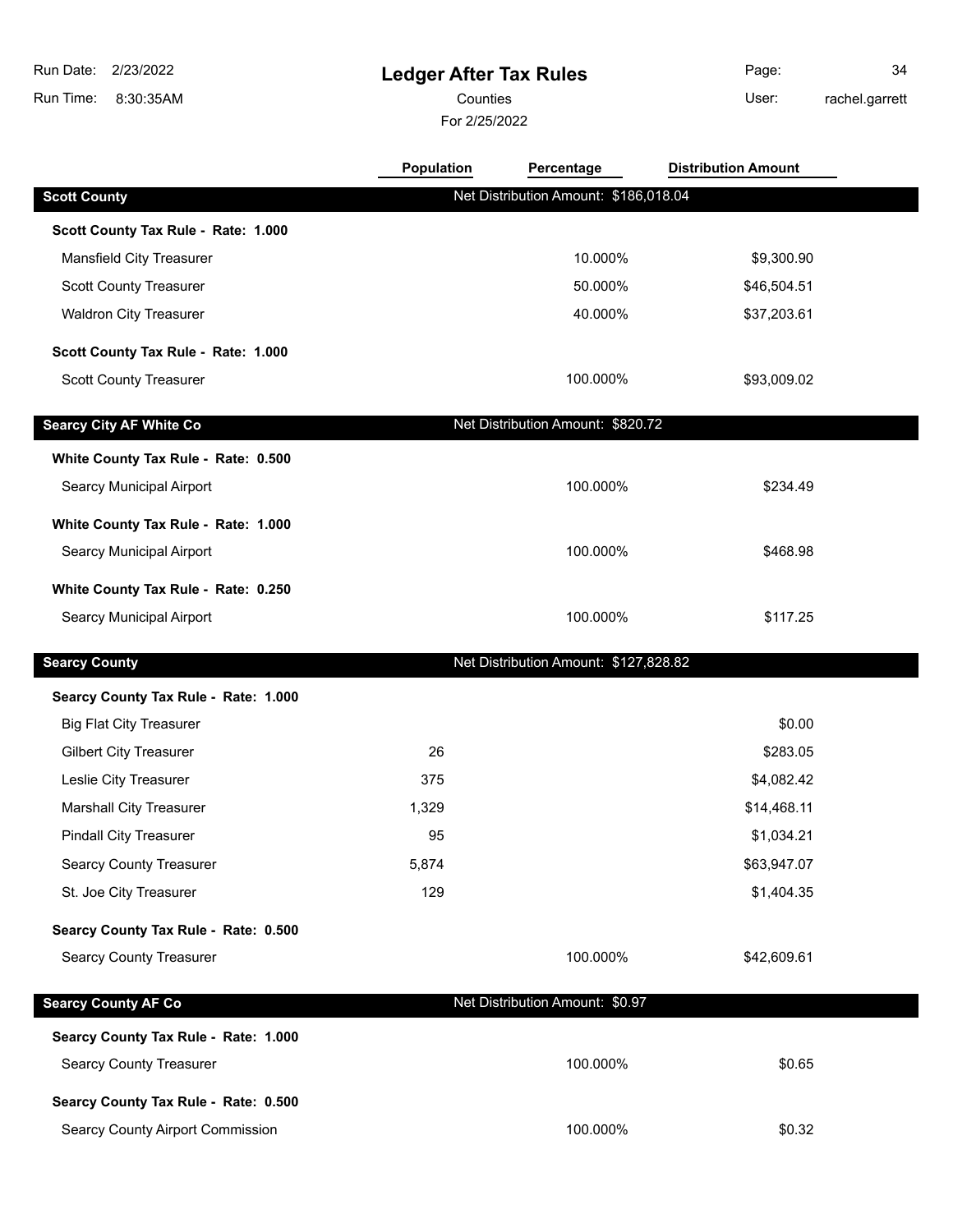# Ledger After Tax Rules

Counties

For 2/25/2022

Run Date: 2/23/2022
Run Time: 8:30:35AM
User: rachel.garrett

| | Population | Percentage | Distribution Amount |
|---|---|---|---|
| **Scott County** | Net Distribution Amount: $186,018.04 | | |
| **Scott County Tax Rule - Rate: 1.000** | | | |
| Mansfield City Treasurer | | 10.000% | $9,300.90 |
| Scott County Treasurer | | 50.000% | $46,504.51 |
| Waldron City Treasurer | | 40.000% | $37,203.61 |
| **Scott County Tax Rule - Rate: 1.000** | | | |
| Scott County Treasurer | | 100.000% | $93,009.02 |
| **Searcy City AF White Co** | Net Distribution Amount: $820.72 | | |
| **White County Tax Rule - Rate: 0.500** | | | |
| Searcy Municipal Airport | | 100.000% | $234.49 |
| **White County Tax Rule - Rate: 1.000** | | | |
| Searcy Municipal Airport | | 100.000% | $468.98 |
| **White County Tax Rule - Rate: 0.250** | | | |
| Searcy Municipal Airport | | 100.000% | $117.25 |
| **Searcy County** | Net Distribution Amount: $127,828.82 | | |
| **Searcy County Tax Rule - Rate: 1.000** | | | |
| Big Flat City Treasurer | | | $0.00 |
| Gilbert City Treasurer | 26 | | $283.05 |
| Leslie City Treasurer | 375 | | $4,082.42 |
| Marshall City Treasurer | 1,329 | | $14,468.11 |
| Pindall City Treasurer | 95 | | $1,034.21 |
| Searcy County Treasurer | 5,874 | | $63,947.07 |
| St. Joe City Treasurer | 129 | | $1,404.35 |
| **Searcy County Tax Rule - Rate: 0.500** | | | |
| Searcy County Treasurer | | 100.000% | $42,609.61 |
| **Searcy County AF Co** | Net Distribution Amount: $0.97 | | |
| **Searcy County Tax Rule - Rate: 1.000** | | | |
| Searcy County Treasurer | | 100.000% | $0.65 |
| **Searcy County Tax Rule - Rate: 0.500** | | | |
| Searcy County Airport Commission | | 100.000% | $0.32 |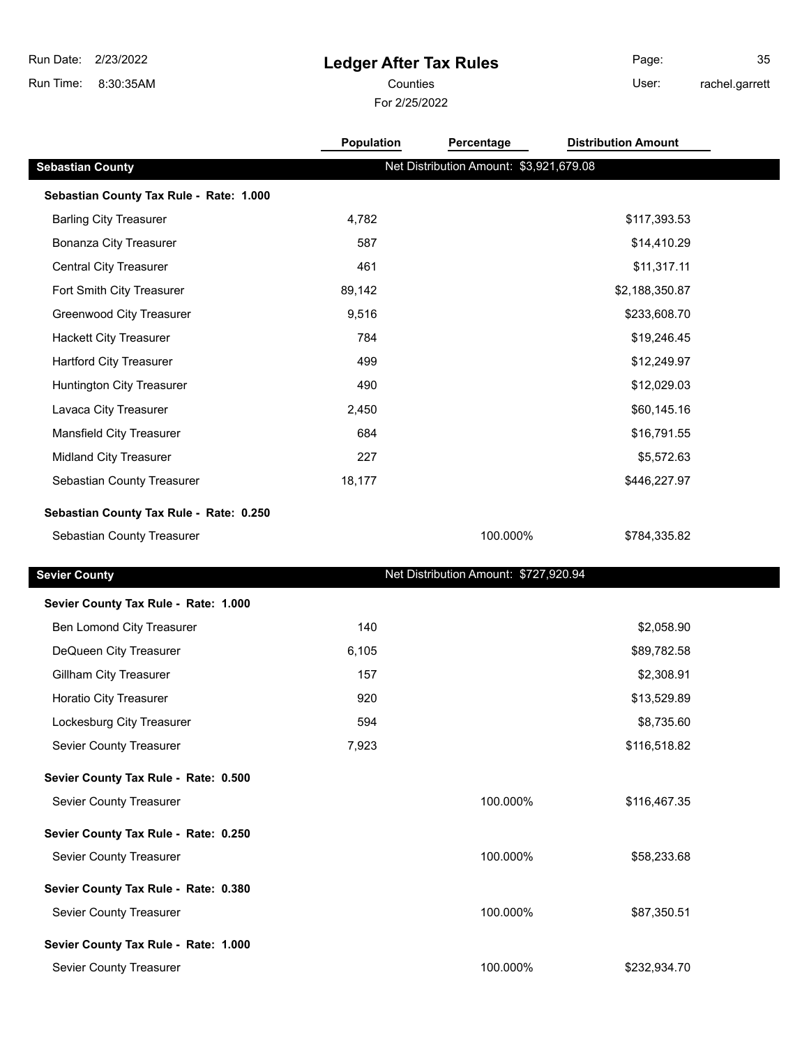# Ledger After Tax Rules

Run Date: 2/23/2022
Run Time: 8:30:35AM

Counties
For 2/25/2022

User: rachel.garrett

| | Population | Percentage | Distribution Amount |
|---|---|---|---|
| **Sebastian County** | Net Distribution Amount: $3,921,679.08 | | |
| **Sebastian County Tax Rule - Rate: 1.000** | | | |
| Barling City Treasurer | 4,782 | | $117,393.53 |
| Bonanza City Treasurer | 587 | | $14,410.29 |
| Central City Treasurer | 461 | | $11,317.11 |
| Fort Smith City Treasurer | 89,142 | | $2,188,350.87 |
| Greenwood City Treasurer | 9,516 | | $233,608.70 |
| Hackett City Treasurer | 784 | | $19,246.45 |
| Hartford City Treasurer | 499 | | $12,249.97 |
| Huntington City Treasurer | 490 | | $12,029.03 |
| Lavaca City Treasurer | 2,450 | | $60,145.16 |
| Mansfield City Treasurer | 684 | | $16,791.55 |
| Midland City Treasurer | 227 | | $5,572.63 |
| Sebastian County Treasurer | 18,177 | | $446,227.97 |
| **Sebastian County Tax Rule - Rate: 0.250** | | | |
| Sebastian County Treasurer | | 100.000% | $784,335.82 |
| **Sevier County** | Net Distribution Amount: $727,920.94 | | |
| **Sevier County Tax Rule - Rate: 1.000** | | | |
| Ben Lomond City Treasurer | 140 | | $2,058.90 |
| DeQueen City Treasurer | 6,105 | | $89,782.58 |
| Gillham City Treasurer | 157 | | $2,308.91 |
| Horatio City Treasurer | 920 | | $13,529.89 |
| Lockesburg City Treasurer | 594 | | $8,735.60 |
| Sevier County Treasurer | 7,923 | | $116,518.82 |
| **Sevier County Tax Rule - Rate: 0.500** | | | |
| Sevier County Treasurer | | 100.000% | $116,467.35 |
| **Sevier County Tax Rule - Rate: 0.250** | | | |
| Sevier County Treasurer | | 100.000% | $58,233.68 |
| **Sevier County Tax Rule - Rate: 0.380** | | | |
| Sevier County Treasurer | | 100.000% | $87,350.51 |
| **Sevier County Tax Rule - Rate: 1.000** | | | |
| Sevier County Treasurer | | 100.000% | $232,934.70 |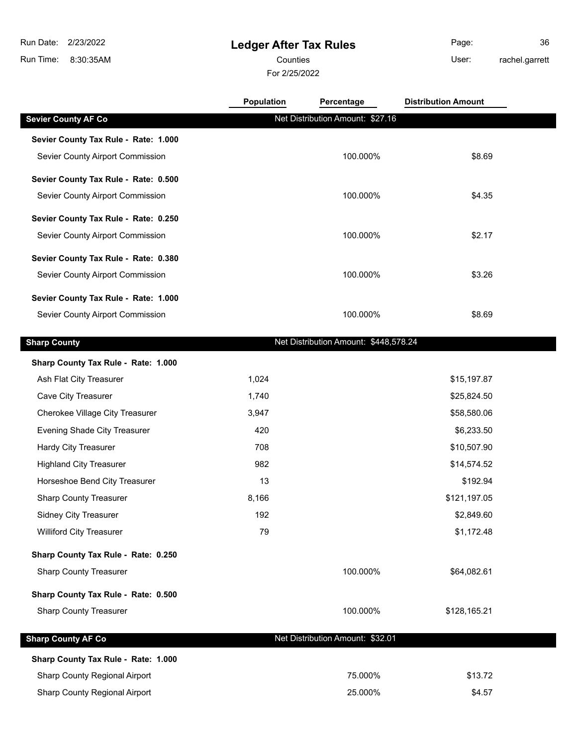# Ledger After Tax Rules

Counties

For 2/25/2022

Run Date: 2/23/2022
Run Time: 8:30:35AM
User: rachel.garrett

| | Population | Percentage | Distribution Amount |
|---|---|---|---|
| **Sevier County AF Co** | | Net Distribution Amount: $27.16 | |
| **Sevier County Tax Rule - Rate: 1.000** | | | |
| Sevier County Airport Commission | | 100.000% | $8.69 |
| **Sevier County Tax Rule - Rate: 0.500** | | | |
| Sevier County Airport Commission | | 100.000% | $4.35 |
| **Sevier County Tax Rule - Rate: 0.250** | | | |
| Sevier County Airport Commission | | 100.000% | $2.17 |
| **Sevier County Tax Rule - Rate: 0.380** | | | |
| Sevier County Airport Commission | | 100.000% | $3.26 |
| **Sevier County Tax Rule - Rate: 1.000** | | | |
| Sevier County Airport Commission | | 100.000% | $8.69 |
| **Sharp County** | | Net Distribution Amount: $448,578.24 | |
| **Sharp County Tax Rule - Rate: 1.000** | | | |
| Ash Flat City Treasurer | 1,024 | | $15,197.87 |
| Cave City Treasurer | 1,740 | | $25,824.50 |
| Cherokee Village City Treasurer | 3,947 | | $58,580.06 |
| Evening Shade City Treasurer | 420 | | $6,233.50 |
| Hardy City Treasurer | 708 | | $10,507.90 |
| Highland City Treasurer | 982 | | $14,574.52 |
| Horseshoe Bend City Treasurer | 13 | | $192.94 |
| Sharp County Treasurer | 8,166 | | $121,197.05 |
| Sidney City Treasurer | 192 | | $2,849.60 |
| Williford City Treasurer | 79 | | $1,172.48 |
| **Sharp County Tax Rule - Rate: 0.250** | | | |
| Sharp County Treasurer | | 100.000% | $64,082.61 |
| **Sharp County Tax Rule - Rate: 0.500** | | | |
| Sharp County Treasurer | | 100.000% | $128,165.21 |
| **Sharp County AF Co** | | Net Distribution Amount: $32.01 | |
| **Sharp County Tax Rule - Rate: 1.000** | | | |
| Sharp County Regional Airport | | 75.000% | $13.72 |
| Sharp County Regional Airport | | 25.000% | $4.57 |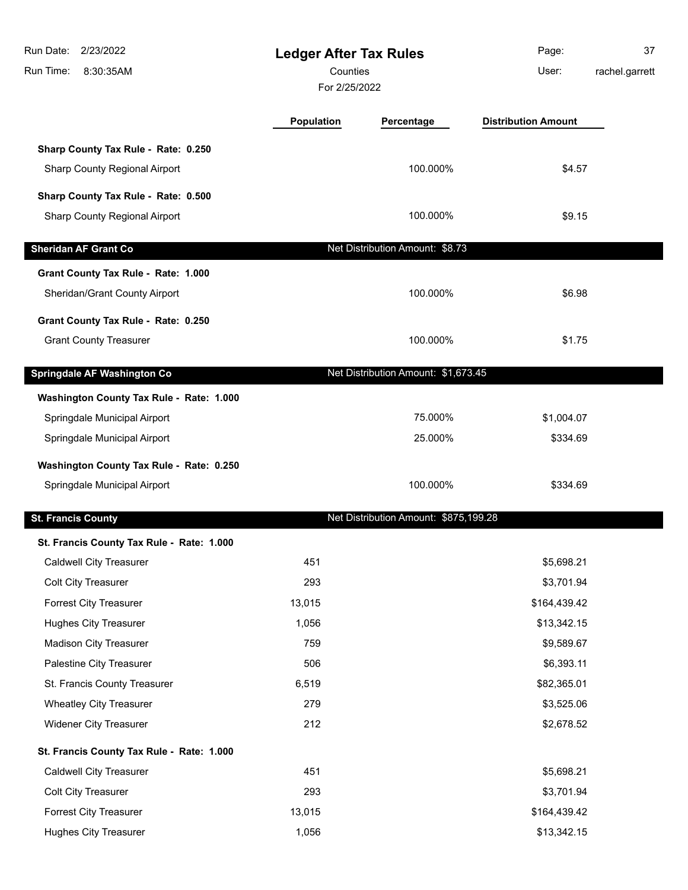# Ledger After Tax Rules

Counties

For 2/25/2022

| | Population | Percentage | Distribution Amount |
|---|---|---|---|
| **Sharp County Tax Rule - Rate: 0.250** | | | |
| Sharp County Regional Airport | | 100.000% | $4.57 |
| **Sharp County Tax Rule - Rate: 0.500** | | | |
| Sharp County Regional Airport | | 100.000% | $9.15 |
| **Sheridan AF Grant Co** | | Net Distribution Amount: $8.73 | |
| **Grant County Tax Rule - Rate: 1.000** | | | |
| Sheridan/Grant County Airport | | 100.000% | $6.98 |
| **Grant County Tax Rule - Rate: 0.250** | | | |
| Grant County Treasurer | | 100.000% | $1.75 |
| **Springdale AF Washington Co** | | Net Distribution Amount: $1,673.45 | |
| **Washington County Tax Rule - Rate: 1.000** | | | |
| Springdale Municipal Airport | | 75.000% | $1,004.07 |
| Springdale Municipal Airport | | 25.000% | $334.69 |
| **Washington County Tax Rule - Rate: 0.250** | | | |
| Springdale Municipal Airport | | 100.000% | $334.69 |
| **St. Francis County** | | Net Distribution Amount: $875,199.28 | |
| **St. Francis County Tax Rule - Rate: 1.000** | | | |
| Caldwell City Treasurer | 451 | | $5,698.21 |
| Colt City Treasurer | 293 | | $3,701.94 |
| Forrest City Treasurer | 13,015 | | $164,439.42 |
| Hughes City Treasurer | 1,056 | | $13,342.15 |
| Madison City Treasurer | 759 | | $9,589.67 |
| Palestine City Treasurer | 506 | | $6,393.11 |
| St. Francis County Treasurer | 6,519 | | $82,365.01 |
| Wheatley City Treasurer | 279 | | $3,525.06 |
| Widener City Treasurer | 212 | | $2,678.52 |
| **St. Francis County Tax Rule - Rate: 1.000** | | | |
| Caldwell City Treasurer | 451 | | $5,698.21 |
| Colt City Treasurer | 293 | | $3,701.94 |
| Forrest City Treasurer | 13,015 | | $164,439.42 |
| Hughes City Treasurer | 1,056 | | $13,342.15 |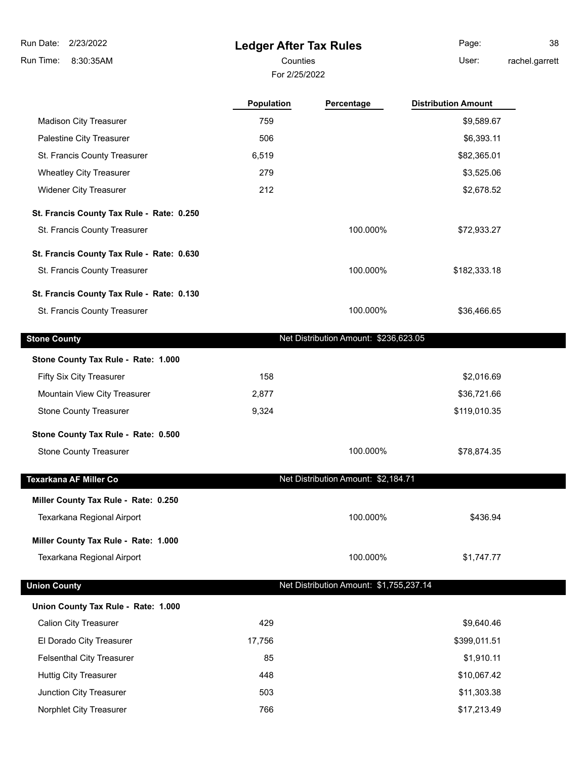# Ledger After Tax Rules

Counties

For 2/25/2022

| | Population | Percentage | Distribution Amount |
|---|---|---|---|
| Madison City Treasurer | 759 | | $9,589.67 |
| Palestine City Treasurer | 506 | | $6,393.11 |
| St. Francis County Treasurer | 6,519 | | $82,365.01 |
| Wheatley City Treasurer | 279 | | $3,525.06 |
| Widener City Treasurer | 212 | | $2,678.52 |
| **St. Francis County Tax Rule - Rate: 0.250** | | | |
| St. Francis County Treasurer | | 100.000% | $72,933.27 |
| **St. Francis County Tax Rule - Rate: 0.630** | | | |
| St. Francis County Treasurer | | 100.000% | $182,333.18 |
| **St. Francis County Tax Rule - Rate: 0.130** | | | |
| St. Francis County Treasurer | | 100.000% | $36,466.65 |
| **Stone County** | | Net Distribution Amount: $236,623.05 | |
| **Stone County Tax Rule - Rate: 1.000** | | | |
| Fifty Six City Treasurer | 158 | | $2,016.69 |
| Mountain View City Treasurer | 2,877 | | $36,721.66 |
| Stone County Treasurer | 9,324 | | $119,010.35 |
| **Stone County Tax Rule - Rate: 0.500** | | | |
| Stone County Treasurer | | 100.000% | $78,874.35 |
| **Texarkana AF Miller Co** | | Net Distribution Amount: $2,184.71 | |
| **Miller County Tax Rule - Rate: 0.250** | | | |
| Texarkana Regional Airport | | 100.000% | $436.94 |
| **Miller County Tax Rule - Rate: 1.000** | | | |
| Texarkana Regional Airport | | 100.000% | $1,747.77 |
| **Union County** | | Net Distribution Amount: $1,755,237.14 | |
| **Union County Tax Rule - Rate: 1.000** | | | |
| Calion City Treasurer | 429 | | $9,640.46 |
| El Dorado City Treasurer | 17,756 | | $399,011.51 |
| Felsenthal City Treasurer | 85 | | $1,910.11 |
| Huttig City Treasurer | 448 | | $10,067.42 |
| Junction City Treasurer | 503 | | $11,303.38 |
| Norphlet City Treasurer | 766 | | $17,213.49 |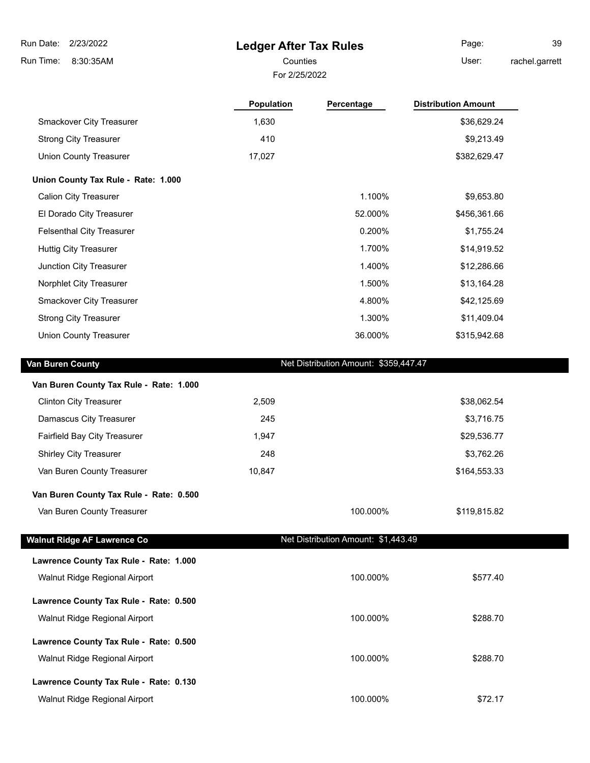# Ledger After Tax Rules

Counties

For 2/25/2022

| | Population | Percentage | Distribution Amount |
|---|---|---|---|
| Smackover City Treasurer | 1,630 | | $36,629.24 |
| Strong City Treasurer | 410 | | $9,213.49 |
| Union County Treasurer | 17,027 | | $382,629.47 |
| **Union County Tax Rule - Rate: 1.000** | | | |
| Calion City Treasurer | | 1.100% | $9,653.80 |
| El Dorado City Treasurer | | 52.000% | $456,361.66 |
| Felsenthal City Treasurer | | 0.200% | $1,755.24 |
| Huttig City Treasurer | | 1.700% | $14,919.52 |
| Junction City Treasurer | | 1.400% | $12,286.66 |
| Norphlet City Treasurer | | 1.500% | $13,164.28 |
| Smackover City Treasurer | | 4.800% | $42,125.69 |
| Strong City Treasurer | | 1.300% | $11,409.04 |
| Union County Treasurer | | 36.000% | $315,942.68 |

## Van Buren County

Net Distribution Amount: $359,447.47

| | Population | Percentage | Distribution Amount |
|---|---|---|---|
| **Van Buren County Tax Rule - Rate: 1.000** | | | |
| Clinton City Treasurer | 2,509 | | $38,062.54 |
| Damascus City Treasurer | 245 | | $3,716.75 |
| Fairfield Bay City Treasurer | 1,947 | | $29,536.77 |
| Shirley City Treasurer | 248 | | $3,762.26 |
| Van Buren County Treasurer | 10,847 | | $164,553.33 |
| **Van Buren County Tax Rule - Rate: 0.500** | | | |
| Van Buren County Treasurer | | 100.000% | $119,815.82 |

## Walnut Ridge AF Lawrence Co

Net Distribution Amount: $1,443.49

| | Population | Percentage | Distribution Amount |
|---|---|---|---|
| **Lawrence County Tax Rule - Rate: 1.000** | | | |
| Walnut Ridge Regional Airport | | 100.000% | $577.40 |
| **Lawrence County Tax Rule - Rate: 0.500** | | | |
| Walnut Ridge Regional Airport | | 100.000% | $288.70 |
| **Lawrence County Tax Rule - Rate: 0.500** | | | |
| Walnut Ridge Regional Airport | | 100.000% | $288.70 |
| **Lawrence County Tax Rule - Rate: 0.130** | | | |
| Walnut Ridge Regional Airport | | 100.000% | $72.17 |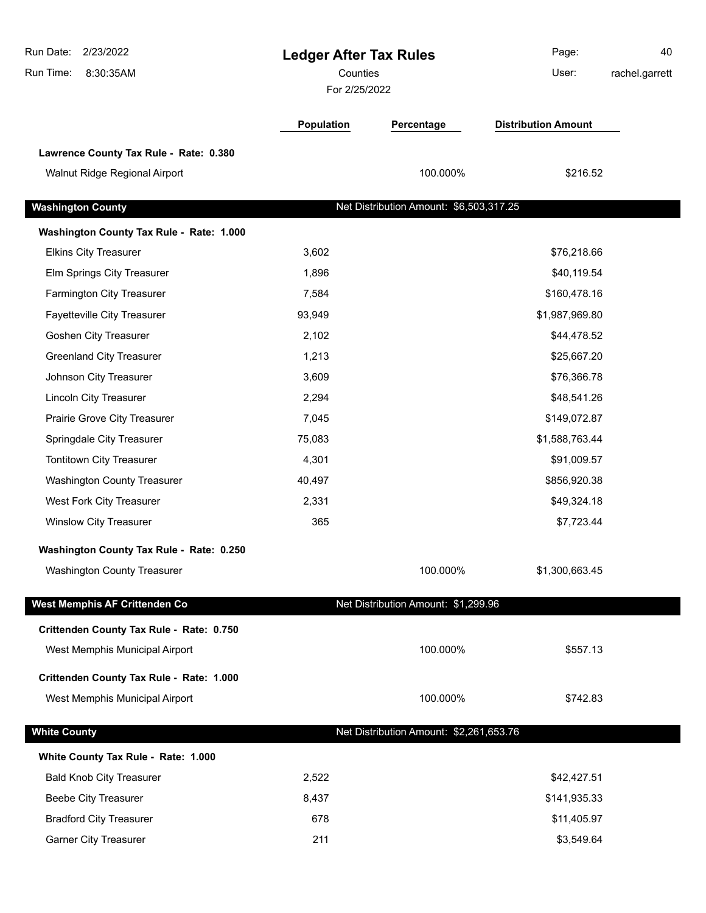# Ledger After Tax Rules

Counties

For 2/25/2022

Run Date: 2/23/2022
Run Time: 8:30:35AM
User: rachel.garrett

| | Population | Percentage | Distribution Amount |
|---|---|---|---|
| **Lawrence County Tax Rule - Rate: 0.380** | | | |
| Walnut Ridge Regional Airport | | 100.000% | $216.52 |
| **Washington County** | | **Net Distribution Amount: $6,503,317.25** | |
| **Washington County Tax Rule - Rate: 1.000** | | | |
| Elkins City Treasurer | 3,602 | | $76,218.66 |
| Elm Springs City Treasurer | 1,896 | | $40,119.54 |
| Farmington City Treasurer | 7,584 | | $160,478.16 |
| Fayetteville City Treasurer | 93,949 | | $1,987,969.80 |
| Goshen City Treasurer | 2,102 | | $44,478.52 |
| Greenland City Treasurer | 1,213 | | $25,667.20 |
| Johnson City Treasurer | 3,609 | | $76,366.78 |
| Lincoln City Treasurer | 2,294 | | $48,541.26 |
| Prairie Grove City Treasurer | 7,045 | | $149,072.87 |
| Springdale City Treasurer | 75,083 | | $1,588,763.44 |
| Tontitown City Treasurer | 4,301 | | $91,009.57 |
| Washington County Treasurer | 40,497 | | $856,920.38 |
| West Fork City Treasurer | 2,331 | | $49,324.18 |
| Winslow City Treasurer | 365 | | $7,723.44 |
| **Washington County Tax Rule - Rate: 0.250** | | | |
| Washington County Treasurer | | 100.000% | $1,300,663.45 |
| **West Memphis AF Crittenden Co** | | **Net Distribution Amount: $1,299.96** | |
| **Crittenden County Tax Rule - Rate: 0.750** | | | |
| West Memphis Municipal Airport | | 100.000% | $557.13 |
| **Crittenden County Tax Rule - Rate: 1.000** | | | |
| West Memphis Municipal Airport | | 100.000% | $742.83 |
| **White County** | | **Net Distribution Amount: $2,261,653.76** | |
| **White County Tax Rule - Rate: 1.000** | | | |
| Bald Knob City Treasurer | 2,522 | | $42,427.51 |
| Beebe City Treasurer | 8,437 | | $141,935.33 |
| Bradford City Treasurer | 678 | | $11,405.97 |
| Garner City Treasurer | 211 | | $3,549.64 |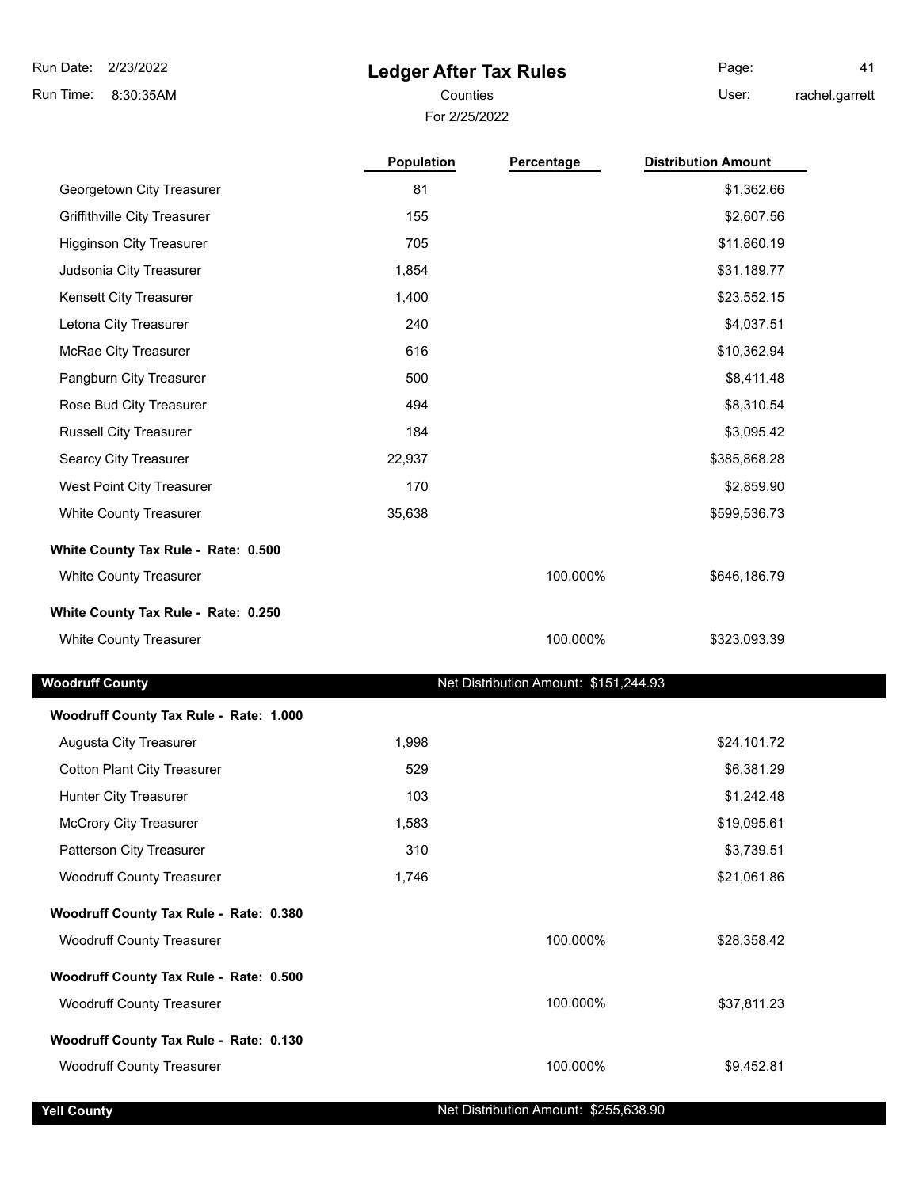| | Population | Percentage | Distribution Amount |
|---|---|---|---|
| Georgetown City Treasurer | 81 | | $1,362.66 |
| Griffithville City Treasurer | 155 | | $2,607.56 |
| Higginson City Treasurer | 705 | | $11,860.19 |
| Judsonia City Treasurer | 1,854 | | $31,189.77 |
| Kensett City Treasurer | 1,400 | | $23,552.15 |
| Letona City Treasurer | 240 | | $4,037.51 |
| McRae City Treasurer | 616 | | $10,362.94 |
| Pangburn City Treasurer | 500 | | $8,411.48 |
| Rose Bud City Treasurer | 494 | | $8,310.54 |
| Russell City Treasurer | 184 | | $3,095.42 |
| Searcy City Treasurer | 22,937 | | $385,868.28 |
| West Point City Treasurer | 170 | | $2,859.90 |
| White County Treasurer | 35,638 | | $599,536.73 |
| **White County Tax Rule - Rate: 0.500** | | | |
| White County Treasurer | | 100.000% | $646,186.79 |
| **White County Tax Rule - Rate: 0.250** | | | |
| White County Treasurer | | 100.000% | $323,093.39 |
| **Woodruff County** | | Net Distribution Amount: $151,244.93 | |
| **Woodruff County Tax Rule - Rate: 1.000** | | | |
| Augusta City Treasurer | 1,998 | | $24,101.72 |
| Cotton Plant City Treasurer | 529 | | $6,381.29 |
| Hunter City Treasurer | 103 | | $1,242.48 |
| McCrory City Treasurer | 1,583 | | $19,095.61 |
| Patterson City Treasurer | 310 | | $3,739.51 |
| Woodruff County Treasurer | 1,746 | | $21,061.86 |
| **Woodruff County Tax Rule - Rate: 0.380** | | | |
| Woodruff County Treasurer | | 100.000% | $28,358.42 |
| **Woodruff County Tax Rule - Rate: 0.500** | | | |
| Woodruff County Treasurer | | 100.000% | $37,811.23 |
| **Woodruff County Tax Rule - Rate: 0.130** | | | |
| Woodruff County Treasurer | | 100.000% | $9,452.81 |
| **Yell County** | | Net Distribution Amount: $255,638.90 | |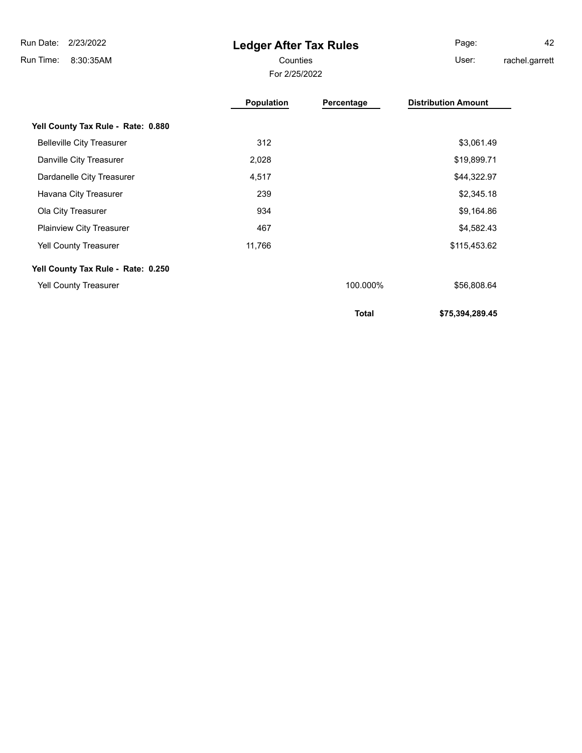# Ledger After Tax Rules

Counties

For 2/25/2022

Run Date: 2/23/2022
Run Time: 8:30:35AM
User: rachel.garrett

| | Population | Percentage | Distribution Amount |
|---|---|---|---|
| **Yell County Tax Rule - Rate: 0.880** | | | |
| Belleville City Treasurer | 312 | | $3,061.49 |
| Danville City Treasurer | 2,028 | | $19,899.71 |
| Dardanelle City Treasurer | 4,517 | | $44,322.97 |
| Havana City Treasurer | 239 | | $2,345.18 |
| Ola City Treasurer | 934 | | $9,164.86 |
| Plainview City Treasurer | 467 | | $4,582.43 |
| Yell County Treasurer | 11,766 | | $115,453.62 |
| **Yell County Tax Rule - Rate: 0.250** | | | |
| Yell County Treasurer | | 100.000% | $56,808.64 |
| | | **Total** | **$75,394,289.45** |